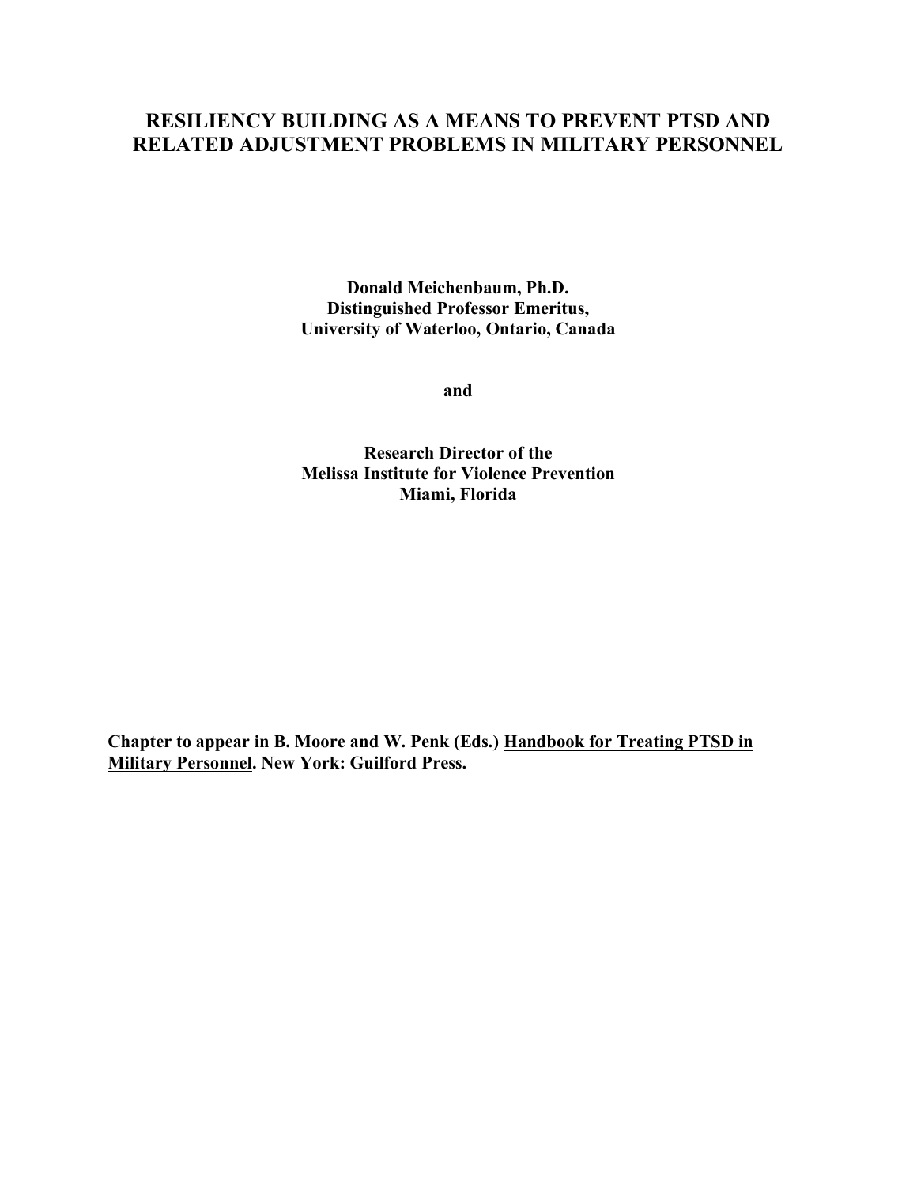# RESILIENCY BUILDING AS A MEANS TO PREVENT PTSD AND RELATED ADJUSTMENT PROBLEMS IN MILITARY PERSONNEL

**Donald Meichenbaum, Ph.D.**
**Distinguished Professor Emeritus,**
**University of Waterloo, Ontario, Canada**

**and**

**Research Director of the**
**Melissa Institute for Violence Prevention**
**Miami, Florida**

**Chapter to appear in B. Moore and W. Penk (Eds.) Handbook for Treating PTSD in Military Personnel. New York: Guilford Press.**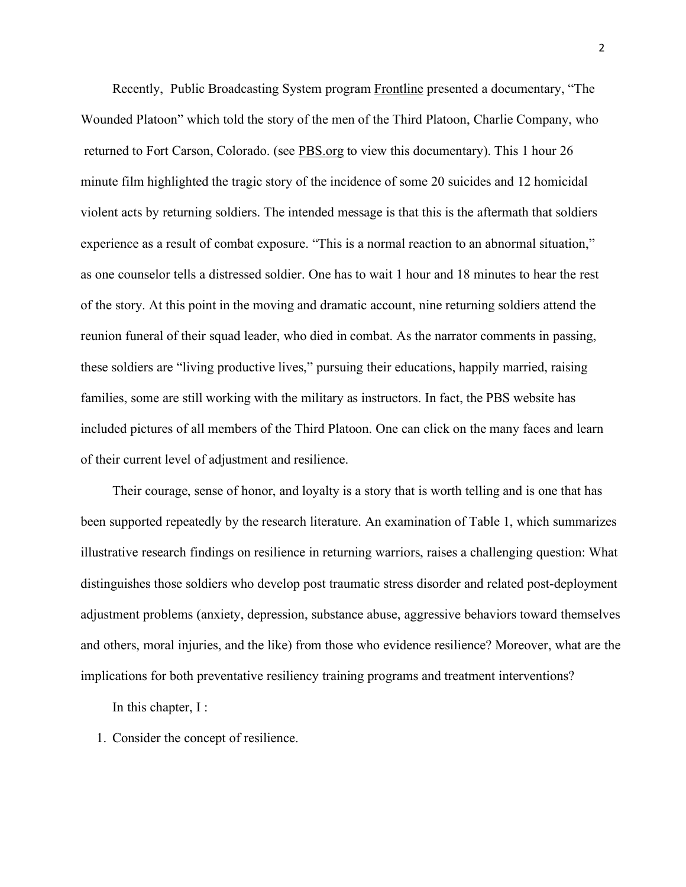Recently, Public Broadcasting System program Frontline presented a documentary, "The Wounded Platoon" which told the story of the men of the Third Platoon, Charlie Company, who returned to Fort Carson, Colorado. (see PBS.org to view this documentary). This 1 hour 26 minute film highlighted the tragic story of the incidence of some 20 suicides and 12 homicidal violent acts by returning soldiers. The intended message is that this is the aftermath that soldiers experience as a result of combat exposure. "This is a normal reaction to an abnormal situation," as one counselor tells a distressed soldier. One has to wait 1 hour and 18 minutes to hear the rest of the story. At this point in the moving and dramatic account, nine returning soldiers attend the reunion funeral of their squad leader, who died in combat. As the narrator comments in passing, these soldiers are "living productive lives," pursuing their educations, happily married, raising families, some are still working with the military as instructors. In fact, the PBS website has included pictures of all members of the Third Platoon. One can click on the many faces and learn of their current level of adjustment and resilience.

Their courage, sense of honor, and loyalty is a story that is worth telling and is one that has been supported repeatedly by the research literature. An examination of Table 1, which summarizes illustrative research findings on resilience in returning warriors, raises a challenging question: What distinguishes those soldiers who develop post traumatic stress disorder and related post-deployment adjustment problems (anxiety, depression, substance abuse, aggressive behaviors toward themselves and others, moral injuries, and the like) from those who evidence resilience? Moreover, what are the implications for both preventative resiliency training programs and treatment interventions?

In this chapter, I :

1. Consider the concept of resilience.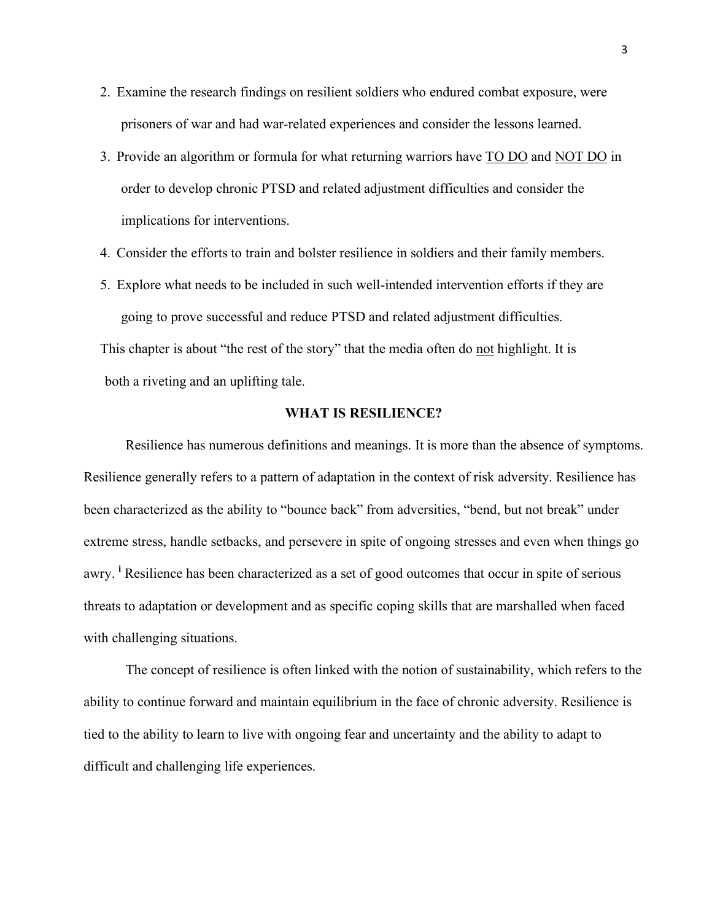2. Examine the research findings on resilient soldiers who endured combat exposure, were prisoners of war and had war-related experiences and consider the lessons learned.
3. Provide an algorithm or formula for what returning warriors have <u>TO DO</u> and <u>NOT DO</u> in order to develop chronic PTSD and related adjustment difficulties and consider the implications for interventions.
4. Consider the efforts to train and bolster resilience in soldiers and their family members.
5. Explore what needs to be included in such well-intended intervention efforts if they are going to prove successful and reduce PTSD and related adjustment difficulties.

This chapter is about "the rest of the story" that the media often do <u>not</u> highlight. It is both a riveting and an uplifting tale.

## WHAT IS RESILIENCE?

Resilience has numerous definitions and meanings. It is more than the absence of symptoms. Resilience generally refers to a pattern of adaptation in the context of risk adversity. Resilience has been characterized as the ability to "bounce back" from adversities, "bend, but not break" under extreme stress, handle setbacks, and persevere in spite of ongoing stresses and even when things go awry. [i] Resilience has been characterized as a set of good outcomes that occur in spite of serious threats to adaptation or development and as specific coping skills that are marshalled when faced with challenging situations.

The concept of resilience is often linked with the notion of sustainability, which refers to the ability to continue forward and maintain equilibrium in the face of chronic adversity. Resilience is tied to the ability to learn to live with ongoing fear and uncertainty and the ability to adapt to difficult and challenging life experiences.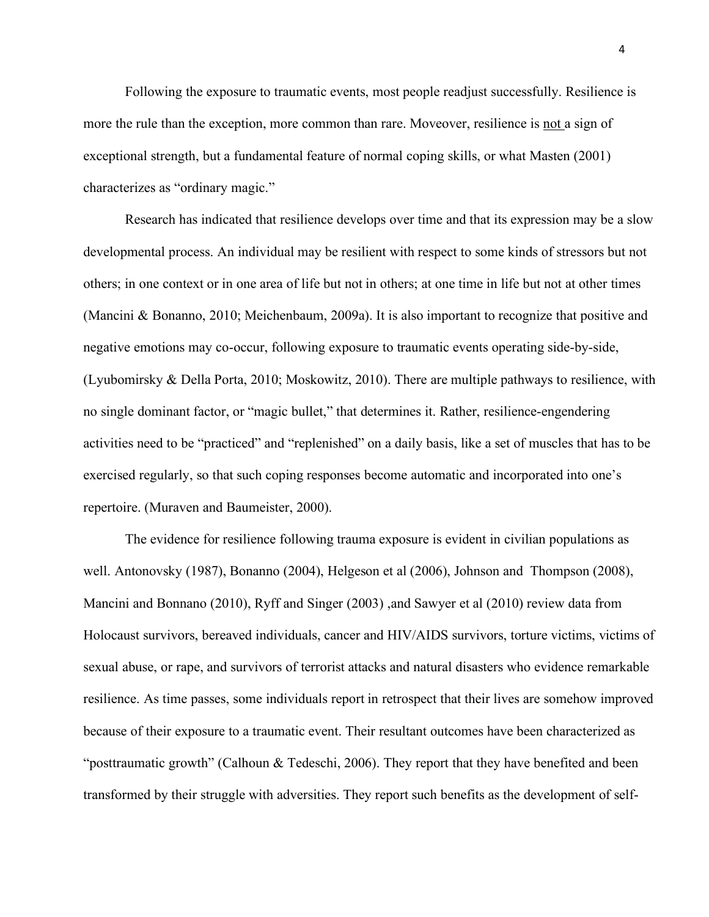Following the exposure to traumatic events, most people readjust successfully. Resilience is more the rule than the exception, more common than rare. Moveover, resilience is <u>not</u> a sign of exceptional strength, but a fundamental feature of normal coping skills, or what Masten (2001) characterizes as "ordinary magic."

Research has indicated that resilience develops over time and that its expression may be a slow developmental process. An individual may be resilient with respect to some kinds of stressors but not others; in one context or in one area of life but not in others; at one time in life but not at other times (Mancini & Bonanno, 2010; Meichenbaum, 2009a). It is also important to recognize that positive and negative emotions may co-occur, following exposure to traumatic events operating side-by-side, (Lyubomirsky & Della Porta, 2010; Moskowitz, 2010). There are multiple pathways to resilience, with no single dominant factor, or "magic bullet," that determines it. Rather, resilience-engendering activities need to be "practiced" and "replenished" on a daily basis, like a set of muscles that has to be exercised regularly, so that such coping responses become automatic and incorporated into one's repertoire. (Muraven and Baumeister, 2000).

The evidence for resilience following trauma exposure is evident in civilian populations as well. Antonovsky (1987), Bonanno (2004), Helgeson et al (2006), Johnson and Thompson (2008), Mancini and Bonnano (2010), Ryff and Singer (2003) ,and Sawyer et al (2010) review data from Holocaust survivors, bereaved individuals, cancer and HIV/AIDS survivors, torture victims, victims of sexual abuse, or rape, and survivors of terrorist attacks and natural disasters who evidence remarkable resilience. As time passes, some individuals report in retrospect that their lives are somehow improved because of their exposure to a traumatic event. Their resultant outcomes have been characterized as "posttraumatic growth" (Calhoun & Tedeschi, 2006). They report that they have benefited and been transformed by their struggle with adversities. They report such benefits as the development of self-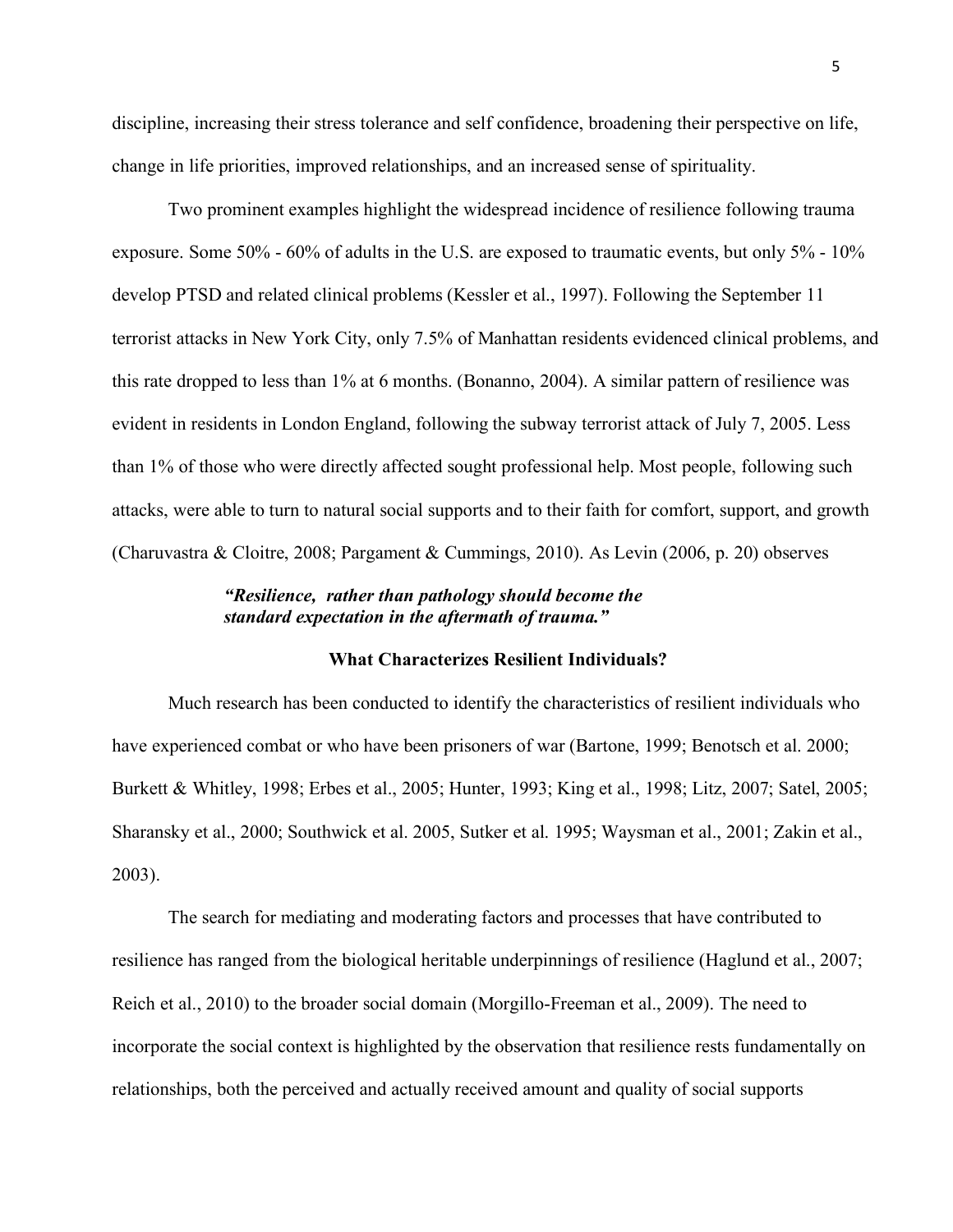discipline, increasing their stress tolerance and self confidence, broadening their perspective on life, change in life priorities, improved relationships, and an increased sense of spirituality.

Two prominent examples highlight the widespread incidence of resilience following trauma exposure. Some 50% - 60% of adults in the U.S. are exposed to traumatic events, but only 5% - 10% develop PTSD and related clinical problems (Kessler et al., 1997). Following the September 11 terrorist attacks in New York City, only 7.5% of Manhattan residents evidenced clinical problems, and this rate dropped to less than 1% at 6 months. (Bonanno, 2004). A similar pattern of resilience was evident in residents in London England, following the subway terrorist attack of July 7, 2005. Less than 1% of those who were directly affected sought professional help. Most people, following such attacks, were able to turn to natural social supports and to their faith for comfort, support, and growth (Charuvastra & Cloitre, 2008; Pargament & Cummings, 2010). As Levin (2006, p. 20) observes

> ***"Resilience, rather than pathology should become the standard expectation in the aftermath of trauma."***

**What Characterizes Resilient Individuals?**

Much research has been conducted to identify the characteristics of resilient individuals who have experienced combat or who have been prisoners of war (Bartone, 1999; Benotsch et al. 2000; Burkett & Whitley, 1998; Erbes et al., 2005; Hunter, 1993; King et al., 1998; Litz, 2007; Satel, 2005; Sharansky et al., 2000; Southwick et al. 2005, Sutker et al. 1995; Waysman et al., 2001; Zakin et al., 2003).

The search for mediating and moderating factors and processes that have contributed to resilience has ranged from the biological heritable underpinnings of resilience (Haglund et al., 2007; Reich et al., 2010) to the broader social domain (Morgillo-Freeman et al., 2009). The need to incorporate the social context is highlighted by the observation that resilience rests fundamentally on relationships, both the perceived and actually received amount and quality of social supports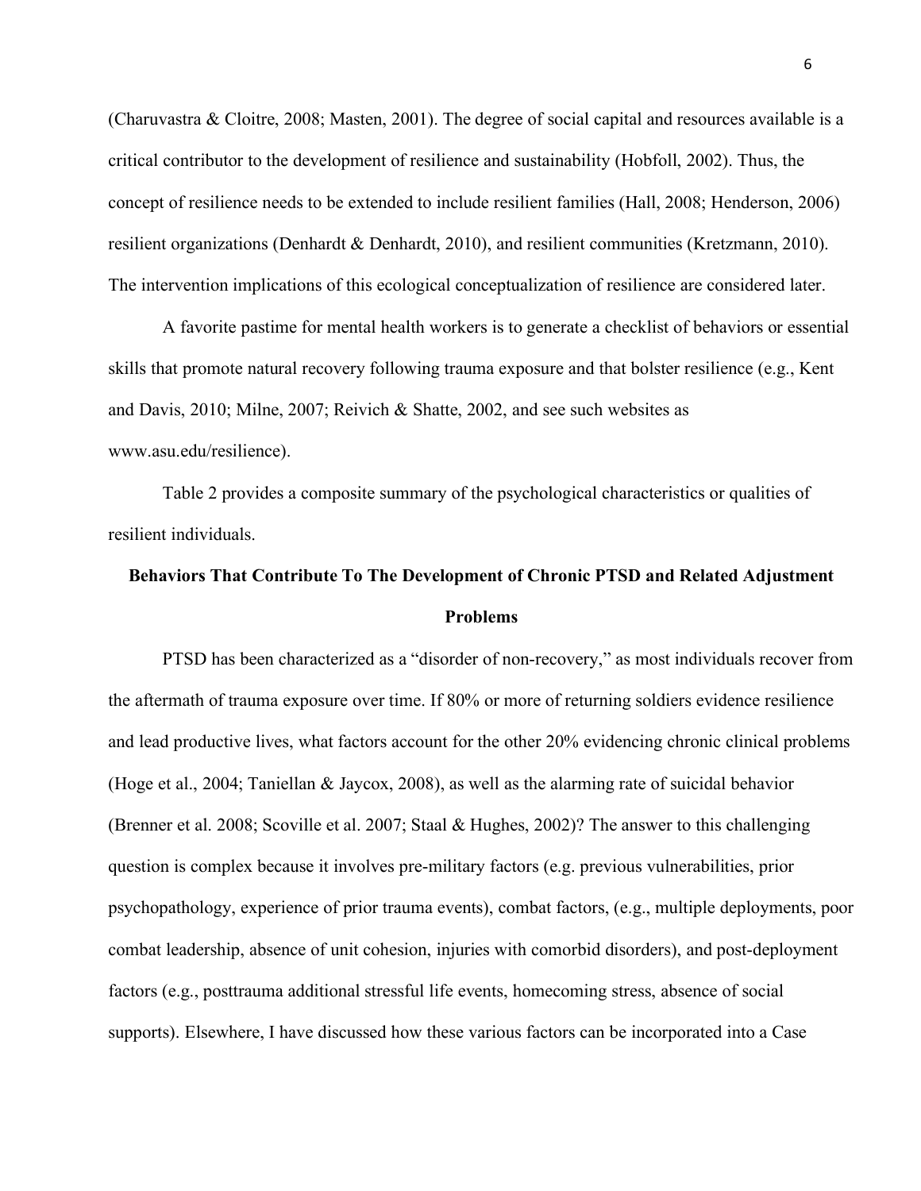(Charuvastra & Cloitre, 2008; Masten, 2001). The degree of social capital and resources available is a critical contributor to the development of resilience and sustainability (Hobfoll, 2002). Thus, the concept of resilience needs to be extended to include resilient families (Hall, 2008; Henderson, 2006) resilient organizations (Denhardt & Denhardt, 2010), and resilient communities (Kretzmann, 2010). The intervention implications of this ecological conceptualization of resilience are considered later.

A favorite pastime for mental health workers is to generate a checklist of behaviors or essential skills that promote natural recovery following trauma exposure and that bolster resilience (e.g., Kent and Davis, 2010; Milne, 2007; Reivich & Shatte, 2002, and see such websites as www.asu.edu/resilience).

Table 2 provides a composite summary of the psychological characteristics or qualities of resilient individuals.

## Behaviors That Contribute To The Development of Chronic PTSD and Related Adjustment Problems

PTSD has been characterized as a "disorder of non-recovery," as most individuals recover from the aftermath of trauma exposure over time. If 80% or more of returning soldiers evidence resilience and lead productive lives, what factors account for the other 20% evidencing chronic clinical problems (Hoge et al., 2004; Taniellan & Jaycox, 2008), as well as the alarming rate of suicidal behavior (Brenner et al. 2008; Scoville et al. 2007; Staal & Hughes, 2002)? The answer to this challenging question is complex because it involves pre-military factors (e.g. previous vulnerabilities, prior psychopathology, experience of prior trauma events), combat factors, (e.g., multiple deployments, poor combat leadership, absence of unit cohesion, injuries with comorbid disorders), and post-deployment factors (e.g., posttrauma additional stressful life events, homecoming stress, absence of social supports). Elsewhere, I have discussed how these various factors can be incorporated into a Case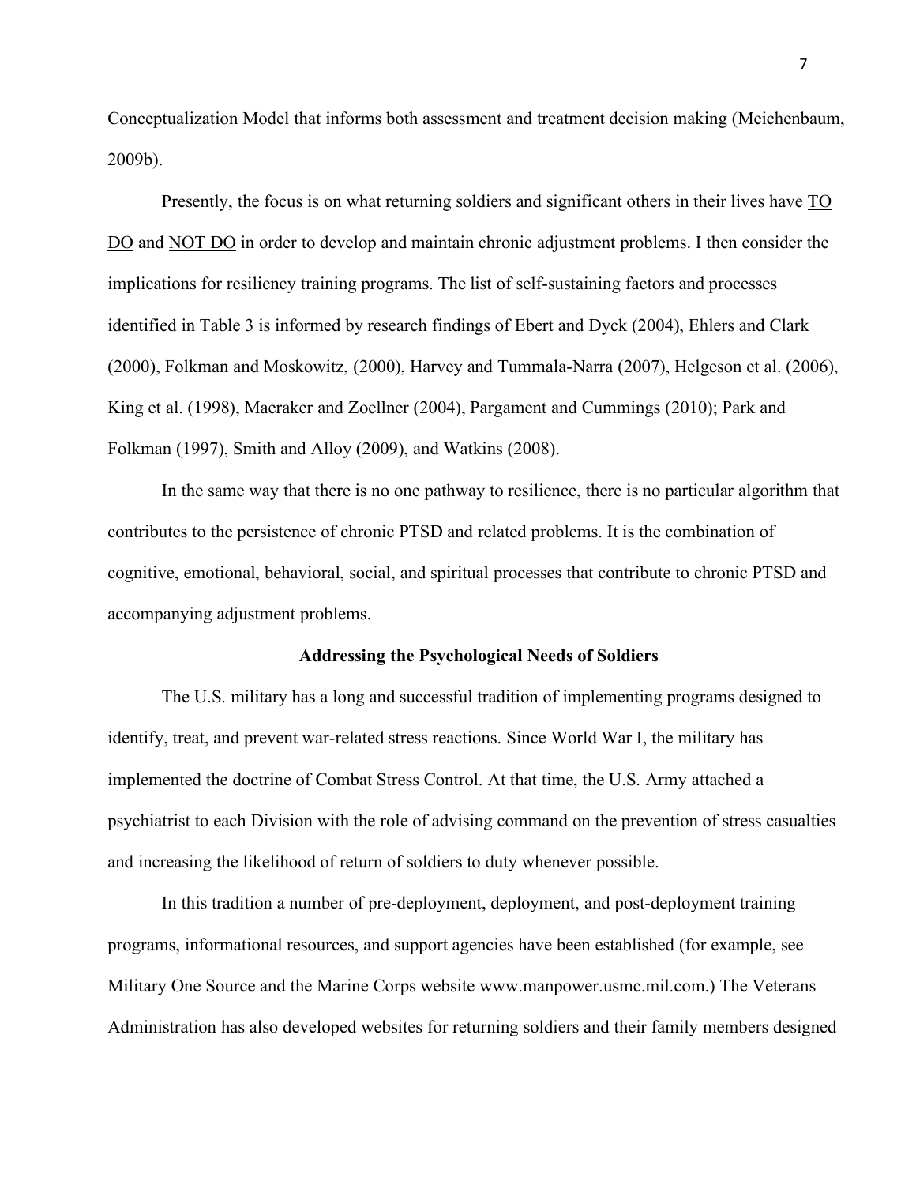Conceptualization Model that informs both assessment and treatment decision making (Meichenbaum, 2009b).

Presently, the focus is on what returning soldiers and significant others in their lives have <u>TO DO</u> and <u>NOT DO</u> in order to develop and maintain chronic adjustment problems. I then consider the implications for resiliency training programs. The list of self-sustaining factors and processes identified in Table 3 is informed by research findings of Ebert and Dyck (2004), Ehlers and Clark (2000), Folkman and Moskowitz, (2000), Harvey and Tummala-Narra (2007), Helgeson et al. (2006), King et al. (1998), Maeraker and Zoellner (2004), Pargament and Cummings (2010); Park and Folkman (1997), Smith and Alloy (2009), and Watkins (2008).

In the same way that there is no one pathway to resilience, there is no particular algorithm that contributes to the persistence of chronic PTSD and related problems. It is the combination of cognitive, emotional, behavioral, social, and spiritual processes that contribute to chronic PTSD and accompanying adjustment problems.

**Addressing the Psychological Needs of Soldiers**

The U.S. military has a long and successful tradition of implementing programs designed to identify, treat, and prevent war-related stress reactions. Since World War I, the military has implemented the doctrine of Combat Stress Control. At that time, the U.S. Army attached a psychiatrist to each Division with the role of advising command on the prevention of stress casualties and increasing the likelihood of return of soldiers to duty whenever possible.

In this tradition a number of pre-deployment, deployment, and post-deployment training programs, informational resources, and support agencies have been established (for example, see Military One Source and the Marine Corps website www.manpower.usmc.mil.com.) The Veterans Administration has also developed websites for returning soldiers and their family members designed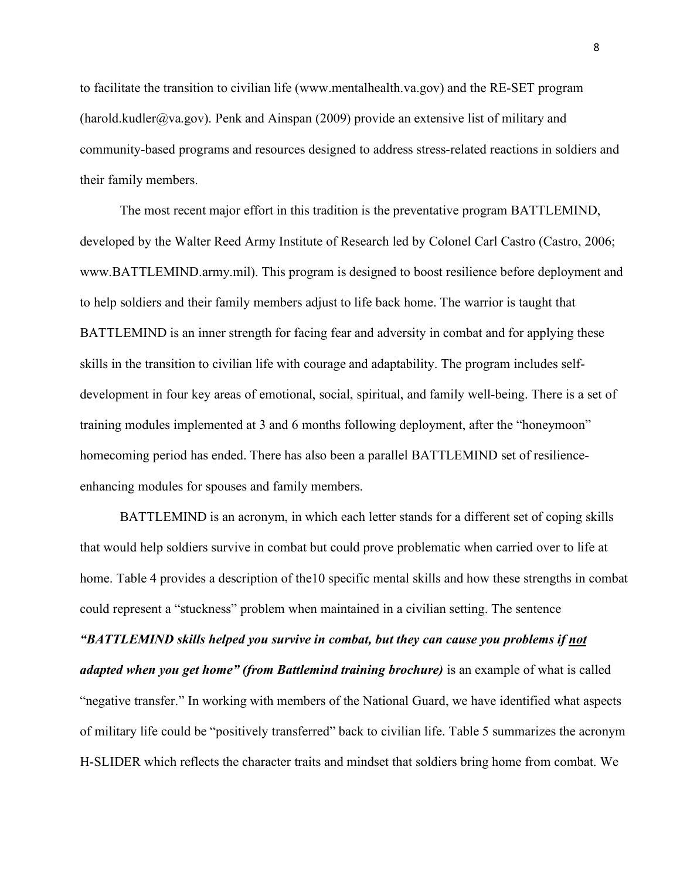to facilitate the transition to civilian life (www.mentalhealth.va.gov) and the RE-SET program (harold.kudler@va.gov). Penk and Ainspan (2009) provide an extensive list of military and community-based programs and resources designed to address stress-related reactions in soldiers and their family members.

The most recent major effort in this tradition is the preventative program BATTLEMIND, developed by the Walter Reed Army Institute of Research led by Colonel Carl Castro (Castro, 2006; www.BATTLEMIND.army.mil). This program is designed to boost resilience before deployment and to help soldiers and their family members adjust to life back home. The warrior is taught that BATTLEMIND is an inner strength for facing fear and adversity in combat and for applying these skills in the transition to civilian life with courage and adaptability. The program includes self-development in four key areas of emotional, social, spiritual, and family well-being. There is a set of training modules implemented at 3 and 6 months following deployment, after the "honeymoon" homecoming period has ended. There has also been a parallel BATTLEMIND set of resilience-enhancing modules for spouses and family members.

BATTLEMIND is an acronym, in which each letter stands for a different set of coping skills that would help soldiers survive in combat but could prove problematic when carried over to life at home. Table 4 provides a description of the10 specific mental skills and how these strengths in combat could represent a "stuckness" problem when maintained in a civilian setting. The sentence ***"BATTLEMIND skills helped you survive in combat, but they can cause you problems if <u>not</u> adapted when you get home" (from Battlemind training brochure)*** is an example of what is called "negative transfer." In working with members of the National Guard, we have identified what aspects of military life could be "positively transferred" back to civilian life. Table 5 summarizes the acronym H-SLIDER which reflects the character traits and mindset that soldiers bring home from combat. We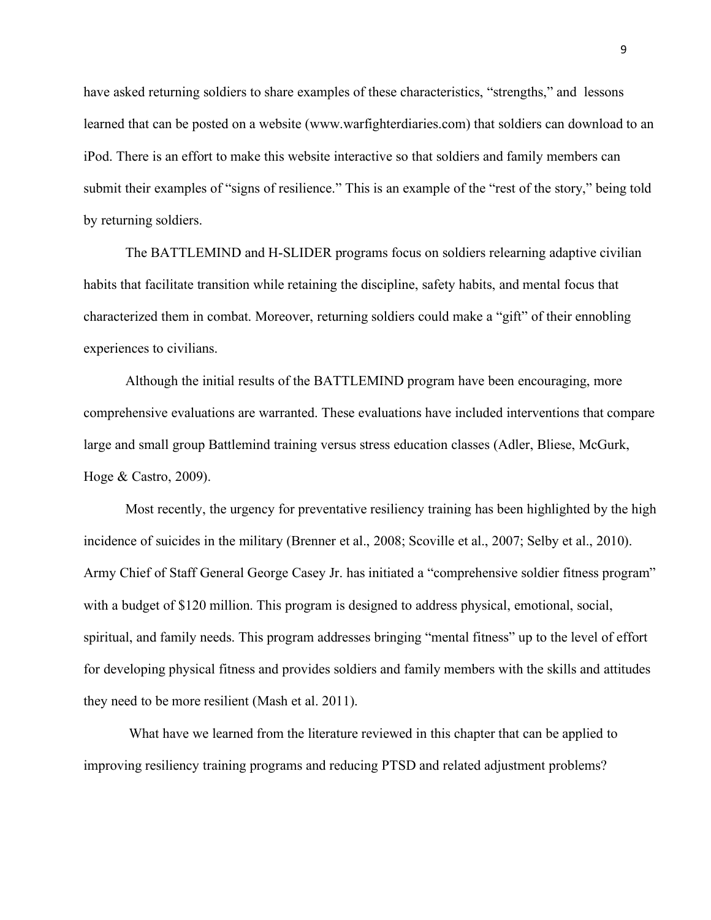have asked returning soldiers to share examples of these characteristics, "strengths," and lessons learned that can be posted on a website (www.warfighterdiaries.com) that soldiers can download to an iPod. There is an effort to make this website interactive so that soldiers and family members can submit their examples of "signs of resilience." This is an example of the "rest of the story," being told by returning soldiers.

The BATTLEMIND and H-SLIDER programs focus on soldiers relearning adaptive civilian habits that facilitate transition while retaining the discipline, safety habits, and mental focus that characterized them in combat. Moreover, returning soldiers could make a "gift" of their ennobling experiences to civilians.

Although the initial results of the BATTLEMIND program have been encouraging, more comprehensive evaluations are warranted. These evaluations have included interventions that compare large and small group Battlemind training versus stress education classes (Adler, Bliese, McGurk, Hoge & Castro, 2009).

Most recently, the urgency for preventative resiliency training has been highlighted by the high incidence of suicides in the military (Brenner et al., 2008; Scoville et al., 2007; Selby et al., 2010). Army Chief of Staff General George Casey Jr. has initiated a "comprehensive soldier fitness program" with a budget of $120 million. This program is designed to address physical, emotional, social, spiritual, and family needs. This program addresses bringing "mental fitness" up to the level of effort for developing physical fitness and provides soldiers and family members with the skills and attitudes they need to be more resilient (Mash et al. 2011).

What have we learned from the literature reviewed in this chapter that can be applied to improving resiliency training programs and reducing PTSD and related adjustment problems?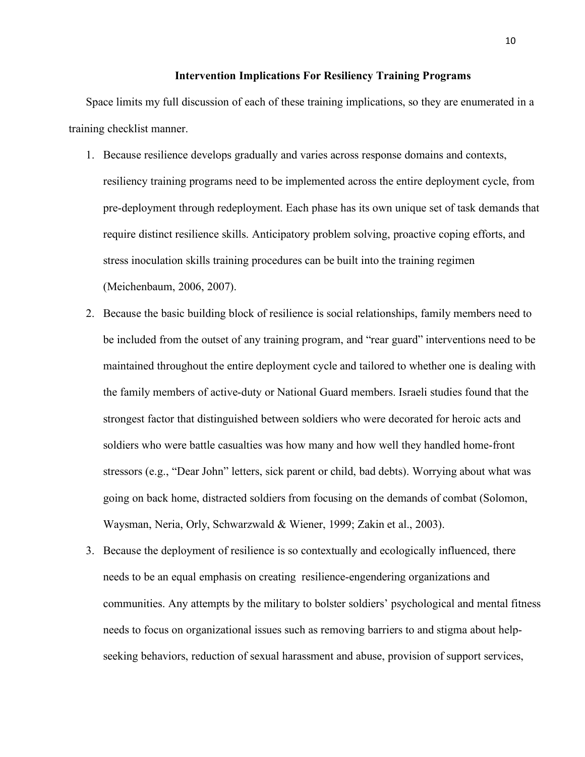## Intervention Implications For Resiliency Training Programs

Space limits my full discussion of each of these training implications, so they are enumerated in a training checklist manner.

1. Because resilience develops gradually and varies across response domains and contexts, resiliency training programs need to be implemented across the entire deployment cycle, from pre-deployment through redeployment. Each phase has its own unique set of task demands that require distinct resilience skills. Anticipatory problem solving, proactive coping efforts, and stress inoculation skills training procedures can be built into the training regimen (Meichenbaum, 2006, 2007).
2. Because the basic building block of resilience is social relationships, family members need to be included from the outset of any training program, and "rear guard" interventions need to be maintained throughout the entire deployment cycle and tailored to whether one is dealing with the family members of active-duty or National Guard members. Israeli studies found that the strongest factor that distinguished between soldiers who were decorated for heroic acts and soldiers who were battle casualties was how many and how well they handled home-front stressors (e.g., "Dear John" letters, sick parent or child, bad debts). Worrying about what was going on back home, distracted soldiers from focusing on the demands of combat (Solomon, Waysman, Neria, Orly, Schwarzwald & Wiener, 1999; Zakin et al., 2003).
3. Because the deployment of resilience is so contextually and ecologically influenced, there needs to be an equal emphasis on creating resilience-engendering organizations and communities. Any attempts by the military to bolster soldiers' psychological and mental fitness needs to focus on organizational issues such as removing barriers to and stigma about help-seeking behaviors, reduction of sexual harassment and abuse, provision of support services,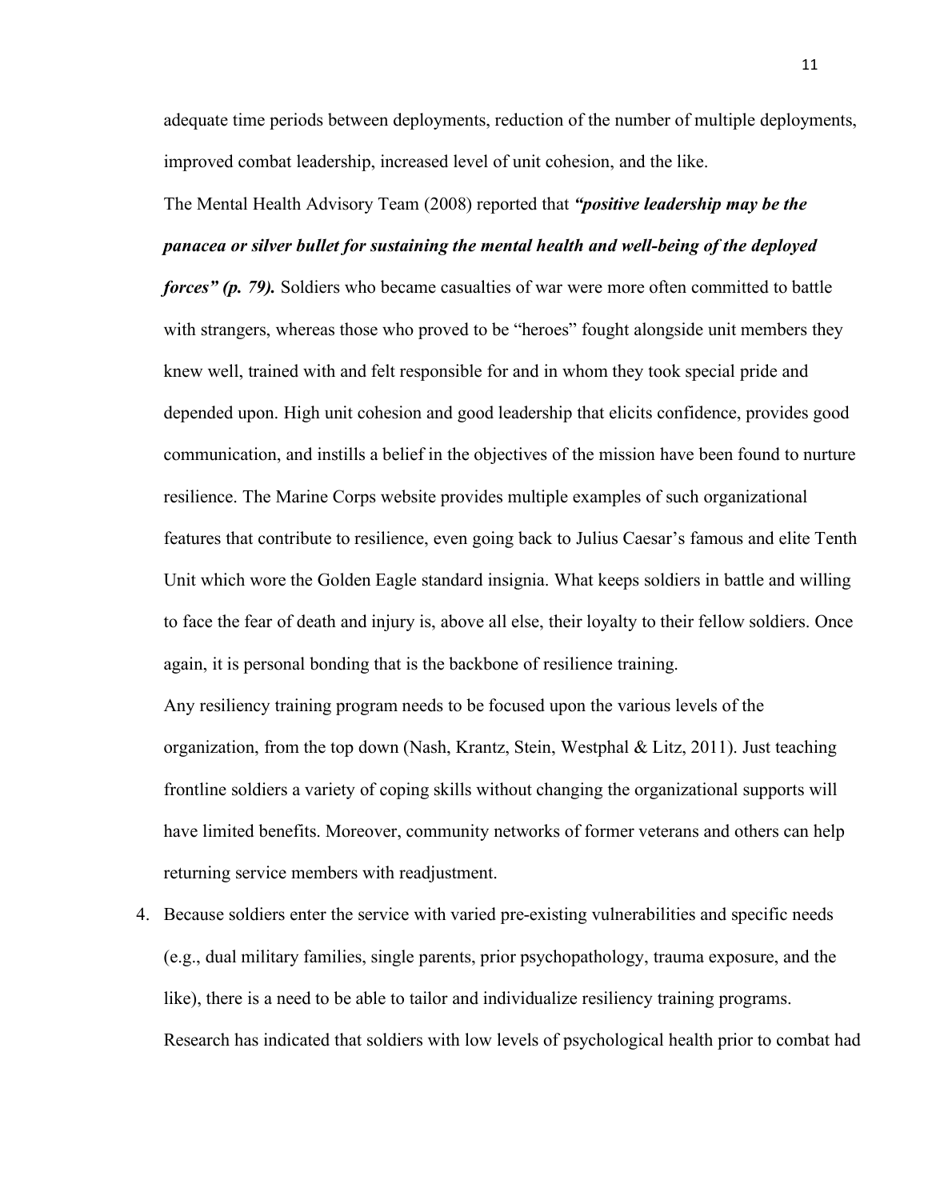adequate time periods between deployments, reduction of the number of multiple deployments, improved combat leadership, increased level of unit cohesion, and the like.

The Mental Health Advisory Team (2008) reported that ***"positive leadership may be the panacea or silver bullet for sustaining the mental health and well-being of the deployed forces" (p. 79).*** Soldiers who became casualties of war were more often committed to battle with strangers, whereas those who proved to be "heroes" fought alongside unit members they knew well, trained with and felt responsible for and in whom they took special pride and depended upon. High unit cohesion and good leadership that elicits confidence, provides good communication, and instills a belief in the objectives of the mission have been found to nurture resilience. The Marine Corps website provides multiple examples of such organizational features that contribute to resilience, even going back to Julius Caesar's famous and elite Tenth Unit which wore the Golden Eagle standard insignia. What keeps soldiers in battle and willing to face the fear of death and injury is, above all else, their loyalty to their fellow soldiers. Once again, it is personal bonding that is the backbone of resilience training.

Any resiliency training program needs to be focused upon the various levels of the organization, from the top down (Nash, Krantz, Stein, Westphal & Litz, 2011). Just teaching frontline soldiers a variety of coping skills without changing the organizational supports will have limited benefits. Moreover, community networks of former veterans and others can help returning service members with readjustment.

4. Because soldiers enter the service with varied pre-existing vulnerabilities and specific needs (e.g., dual military families, single parents, prior psychopathology, trauma exposure, and the like), there is a need to be able to tailor and individualize resiliency training programs. Research has indicated that soldiers with low levels of psychological health prior to combat had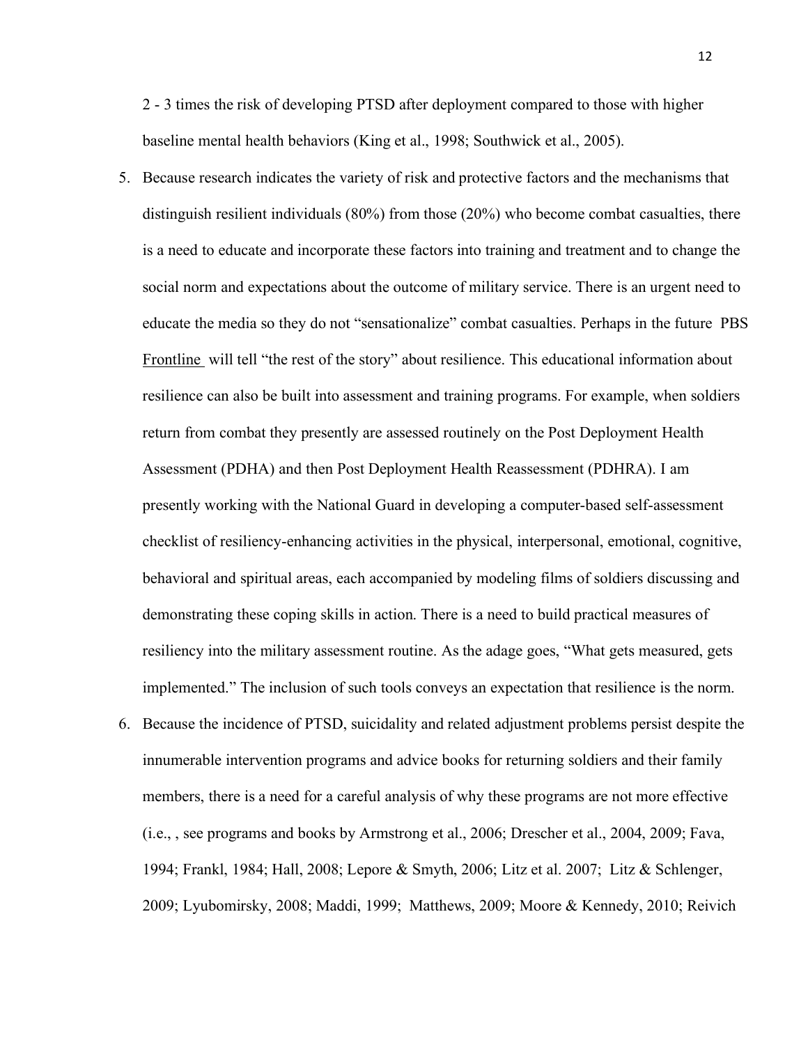2 - 3 times the risk of developing PTSD after deployment compared to those with higher baseline mental health behaviors (King et al., 1998; Southwick et al., 2005).

5. Because research indicates the variety of risk and protective factors and the mechanisms that distinguish resilient individuals (80%) from those (20%) who become combat casualties, there is a need to educate and incorporate these factors into training and treatment and to change the social norm and expectations about the outcome of military service. There is an urgent need to educate the media so they do not "sensationalize" combat casualties. Perhaps in the future PBS Frontline will tell "the rest of the story" about resilience. This educational information about resilience can also be built into assessment and training programs. For example, when soldiers return from combat they presently are assessed routinely on the Post Deployment Health Assessment (PDHA) and then Post Deployment Health Reassessment (PDHRA). I am presently working with the National Guard in developing a computer-based self-assessment checklist of resiliency-enhancing activities in the physical, interpersonal, emotional, cognitive, behavioral and spiritual areas, each accompanied by modeling films of soldiers discussing and demonstrating these coping skills in action. There is a need to build practical measures of resiliency into the military assessment routine. As the adage goes, "What gets measured, gets implemented." The inclusion of such tools conveys an expectation that resilience is the norm.
6. Because the incidence of PTSD, suicidality and related adjustment problems persist despite the innumerable intervention programs and advice books for returning soldiers and their family members, there is a need for a careful analysis of why these programs are not more effective (i.e., , see programs and books by Armstrong et al., 2006; Drescher et al., 2004, 2009; Fava, 1994; Frankl, 1984; Hall, 2008; Lepore & Smyth, 2006; Litz et al. 2007; Litz & Schlenger, 2009; Lyubomirsky, 2008; Maddi, 1999; Matthews, 2009; Moore & Kennedy, 2010; Reivich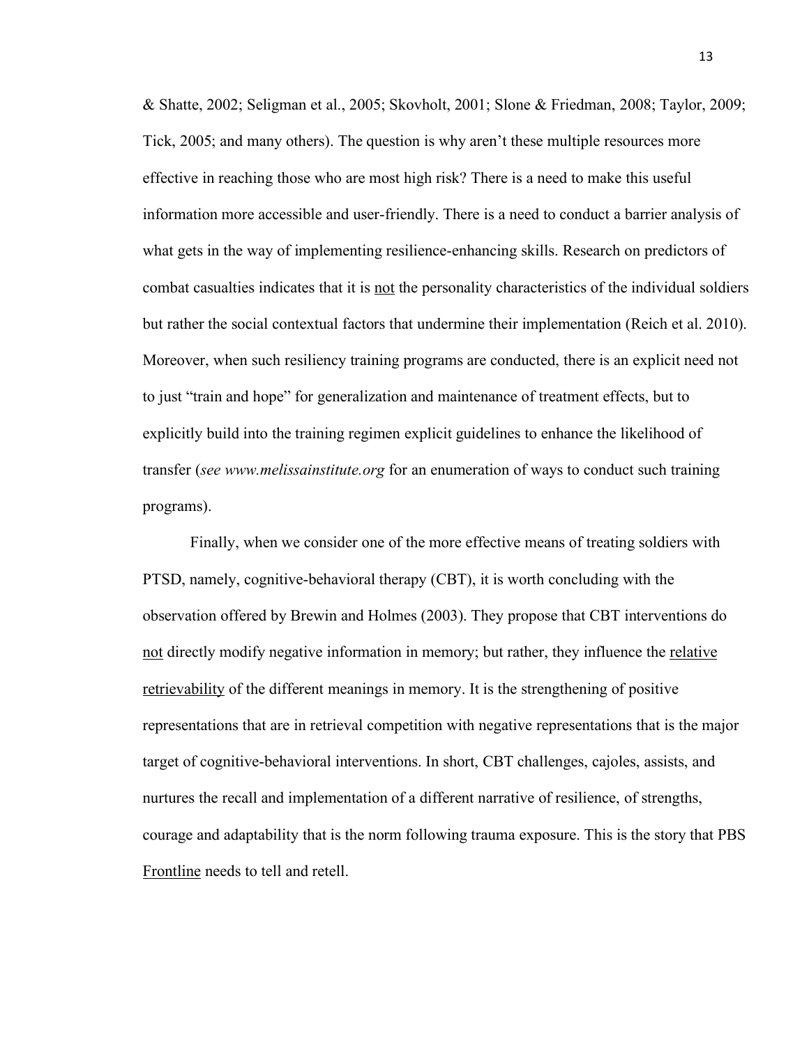& Shatte, 2002; Seligman et al., 2005; Skovholt, 2001; Slone & Friedman, 2008; Taylor, 2009; Tick, 2005; and many others). The question is why aren't these multiple resources more effective in reaching those who are most high risk? There is a need to make this useful information more accessible and user-friendly. There is a need to conduct a barrier analysis of what gets in the way of implementing resilience-enhancing skills. Research on predictors of combat casualties indicates that it is <u>not</u> the personality characteristics of the individual soldiers but rather the social contextual factors that undermine their implementation (Reich et al. 2010). Moreover, when such resiliency training programs are conducted, there is an explicit need not to just "train and hope" for generalization and maintenance of treatment effects, but to explicitly build into the training regimen explicit guidelines to enhance the likelihood of transfer (*see www.melissainstitute.org* for an enumeration of ways to conduct such training programs).

Finally, when we consider one of the more effective means of treating soldiers with PTSD, namely, cognitive-behavioral therapy (CBT), it is worth concluding with the observation offered by Brewin and Holmes (2003). They propose that CBT interventions do <u>not</u> directly modify negative information in memory; but rather, they influence the <u>relative retrievability</u> of the different meanings in memory. It is the strengthening of positive representations that are in retrieval competition with negative representations that is the major target of cognitive-behavioral interventions. In short, CBT challenges, cajoles, assists, and nurtures the recall and implementation of a different narrative of resilience, of strengths, courage and adaptability that is the norm following trauma exposure. This is the story that PBS <u>Frontline</u> needs to tell and retell.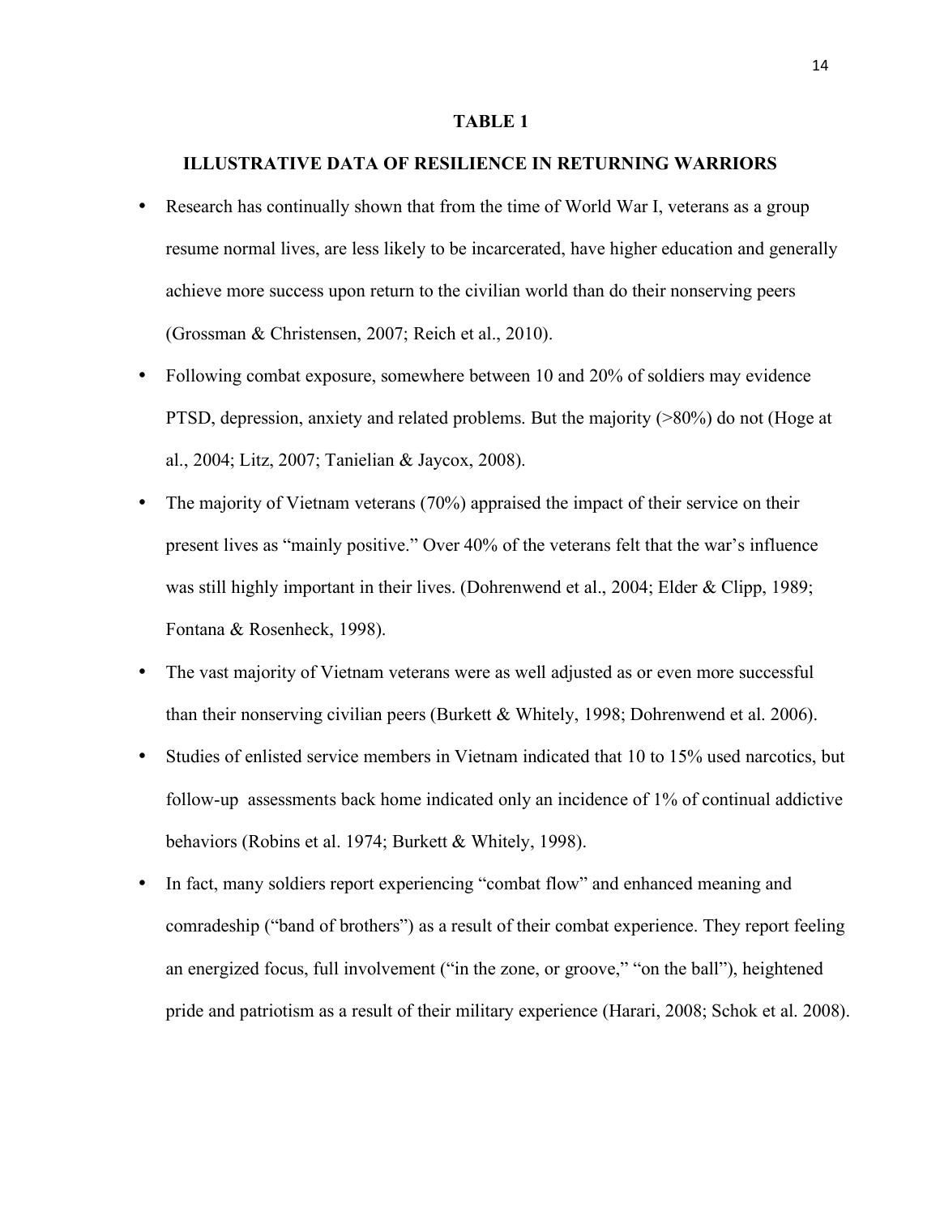**TABLE 1**

**ILLUSTRATIVE DATA OF RESILIENCE IN RETURNING WARRIORS**

- Research has continually shown that from the time of World War I, veterans as a group resume normal lives, are less likely to be incarcerated, have higher education and generally achieve more success upon return to the civilian world than do their nonserving peers (Grossman & Christensen, 2007; Reich et al., 2010).
- Following combat exposure, somewhere between 10 and 20% of soldiers may evidence PTSD, depression, anxiety and related problems. But the majority (>80%) do not (Hoge at al., 2004; Litz, 2007; Tanielian & Jaycox, 2008).
- The majority of Vietnam veterans (70%) appraised the impact of their service on their present lives as "mainly positive." Over 40% of the veterans felt that the war's influence was still highly important in their lives. (Dohrenwend et al., 2004; Elder & Clipp, 1989; Fontana & Rosenheck, 1998).
- The vast majority of Vietnam veterans were as well adjusted as or even more successful than their nonserving civilian peers (Burkett & Whitely, 1998; Dohrenwend et al. 2006).
- Studies of enlisted service members in Vietnam indicated that 10 to 15% used narcotics, but follow-up assessments back home indicated only an incidence of 1% of continual addictive behaviors (Robins et al. 1974; Burkett & Whitely, 1998).
- In fact, many soldiers report experiencing "combat flow" and enhanced meaning and comradeship ("band of brothers") as a result of their combat experience. They report feeling an energized focus, full involvement ("in the zone, or groove," "on the ball"), heightened pride and patriotism as a result of their military experience (Harari, 2008; Schok et al. 2008).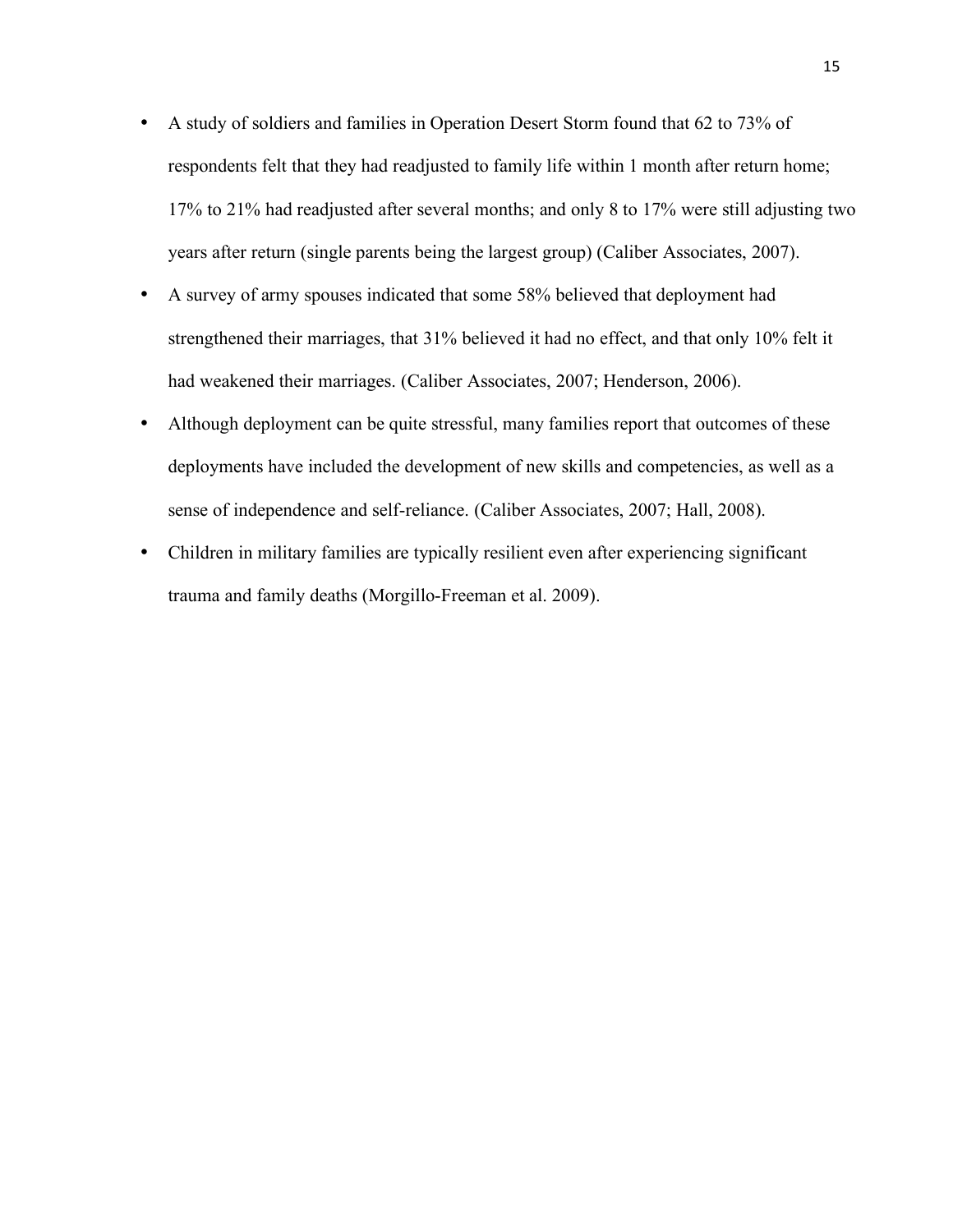- A study of soldiers and families in Operation Desert Storm found that 62 to 73% of respondents felt that they had readjusted to family life within 1 month after return home; 17% to 21% had readjusted after several months; and only 8 to 17% were still adjusting two years after return (single parents being the largest group) (Caliber Associates, 2007).
- A survey of army spouses indicated that some 58% believed that deployment had strengthened their marriages, that 31% believed it had no effect, and that only 10% felt it had weakened their marriages. (Caliber Associates, 2007; Henderson, 2006).
- Although deployment can be quite stressful, many families report that outcomes of these deployments have included the development of new skills and competencies, as well as a sense of independence and self-reliance. (Caliber Associates, 2007; Hall, 2008).
- Children in military families are typically resilient even after experiencing significant trauma and family deaths (Morgillo-Freeman et al. 2009).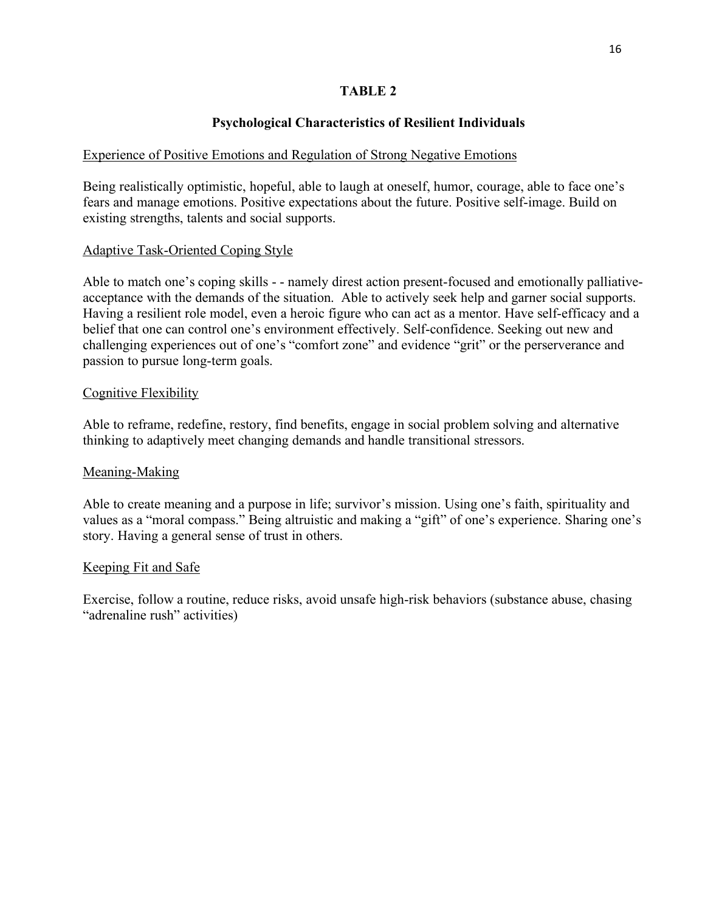## TABLE 2

## Psychological Characteristics of Resilient Individuals

<u>Experience of Positive Emotions and Regulation of Strong Negative Emotions</u>

Being realistically optimistic, hopeful, able to laugh at oneself, humor, courage, able to face one's fears and manage emotions. Positive expectations about the future. Positive self-image. Build on existing strengths, talents and social supports.

<u>Adaptive Task-Oriented Coping Style</u>

Able to match one's coping skills - - namely direst action present-focused and emotionally palliative-acceptance with the demands of the situation. Able to actively seek help and garner social supports. Having a resilient role model, even a heroic figure who can act as a mentor. Have self-efficacy and a belief that one can control one's environment effectively. Self-confidence. Seeking out new and challenging experiences out of one's "comfort zone" and evidence "grit" or the perserverance and passion to pursue long-term goals.

<u>Cognitive Flexibility</u>

Able to reframe, redefine, restory, find benefits, engage in social problem solving and alternative thinking to adaptively meet changing demands and handle transitional stressors.

<u>Meaning-Making</u>

Able to create meaning and a purpose in life; survivor's mission. Using one's faith, spirituality and values as a "moral compass." Being altruistic and making a "gift" of one's experience. Sharing one's story. Having a general sense of trust in others.

<u>Keeping Fit and Safe</u>

Exercise, follow a routine, reduce risks, avoid unsafe high-risk behaviors (substance abuse, chasing "adrenaline rush" activities)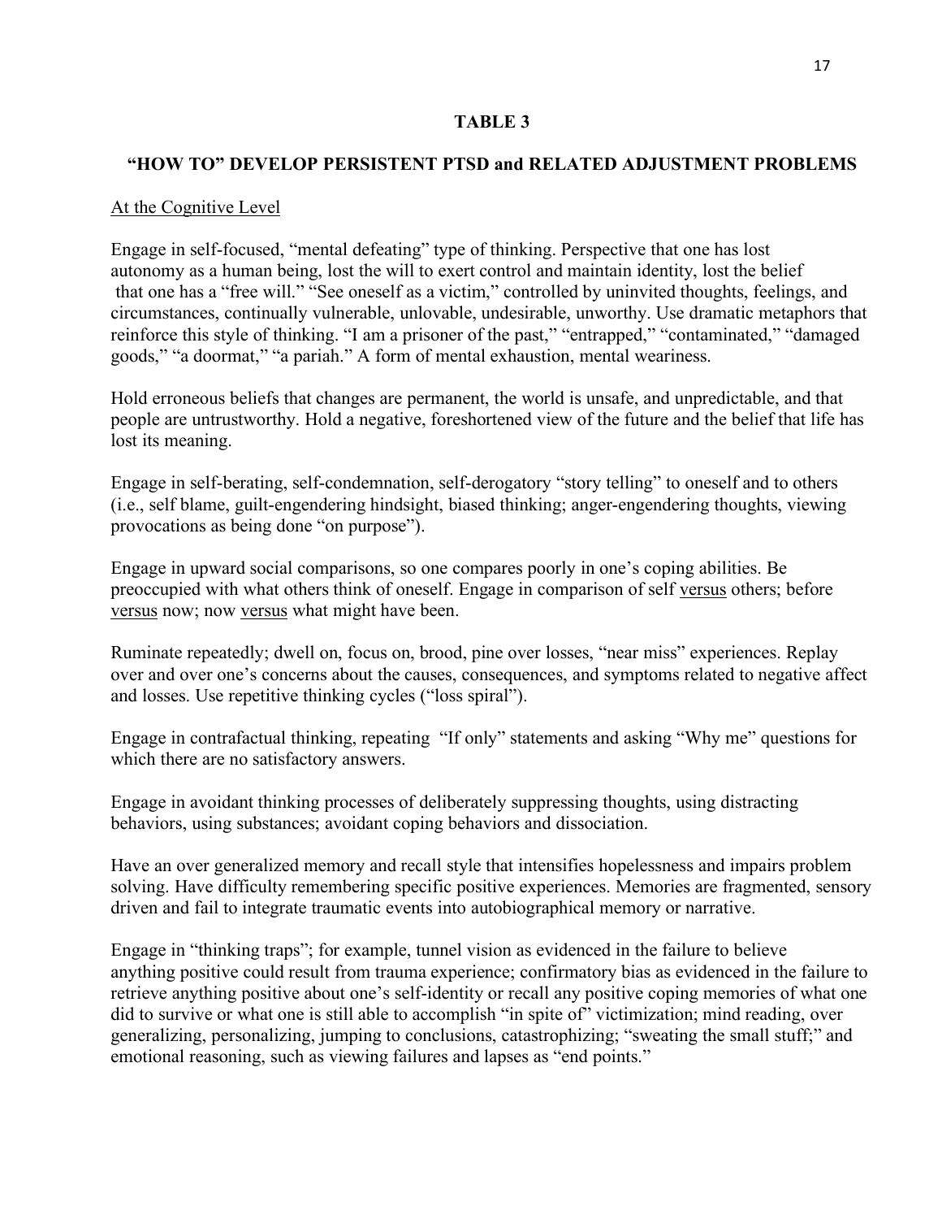**TABLE 3**

**"HOW TO" DEVELOP PERSISTENT PTSD and RELATED ADJUSTMENT PROBLEMS**

<u>At the Cognitive Level</u>

Engage in self-focused, "mental defeating" type of thinking. Perspective that one has lost autonomy as a human being, lost the will to exert control and maintain identity, lost the belief that one has a "free will." "See oneself as a victim," controlled by uninvited thoughts, feelings, and circumstances, continually vulnerable, unlovable, undesirable, unworthy. Use dramatic metaphors that reinforce this style of thinking. "I am a prisoner of the past," "entrapped," "contaminated," "damaged goods," "a doormat," "a pariah." A form of mental exhaustion, mental weariness.

Hold erroneous beliefs that changes are permanent, the world is unsafe, and unpredictable, and that people are untrustworthy. Hold a negative, foreshortened view of the future and the belief that life has lost its meaning.

Engage in self-berating, self-condemnation, self-derogatory "story telling" to oneself and to others (i.e., self blame, guilt-engendering hindsight, biased thinking; anger-engendering thoughts, viewing provocations as being done "on purpose").

Engage in upward social comparisons, so one compares poorly in one's coping abilities. Be preoccupied with what others think of oneself. Engage in comparison of self <u>versus</u> others; before <u>versus</u> now; now <u>versus</u> what might have been.

Ruminate repeatedly; dwell on, focus on, brood, pine over losses, "near miss" experiences. Replay over and over one's concerns about the causes, consequences, and symptoms related to negative affect and losses. Use repetitive thinking cycles ("loss spiral").

Engage in contrafactual thinking, repeating "If only" statements and asking "Why me" questions for which there are no satisfactory answers.

Engage in avoidant thinking processes of deliberately suppressing thoughts, using distracting behaviors, using substances; avoidant coping behaviors and dissociation.

Have an over generalized memory and recall style that intensifies hopelessness and impairs problem solving. Have difficulty remembering specific positive experiences. Memories are fragmented, sensory driven and fail to integrate traumatic events into autobiographical memory or narrative.

Engage in "thinking traps"; for example, tunnel vision as evidenced in the failure to believe anything positive could result from trauma experience; confirmatory bias as evidenced in the failure to retrieve anything positive about one's self-identity or recall any positive coping memories of what one did to survive or what one is still able to accomplish "in spite of" victimization; mind reading, over generalizing, personalizing, jumping to conclusions, catastrophizing; "sweating the small stuff;" and emotional reasoning, such as viewing failures and lapses as "end points."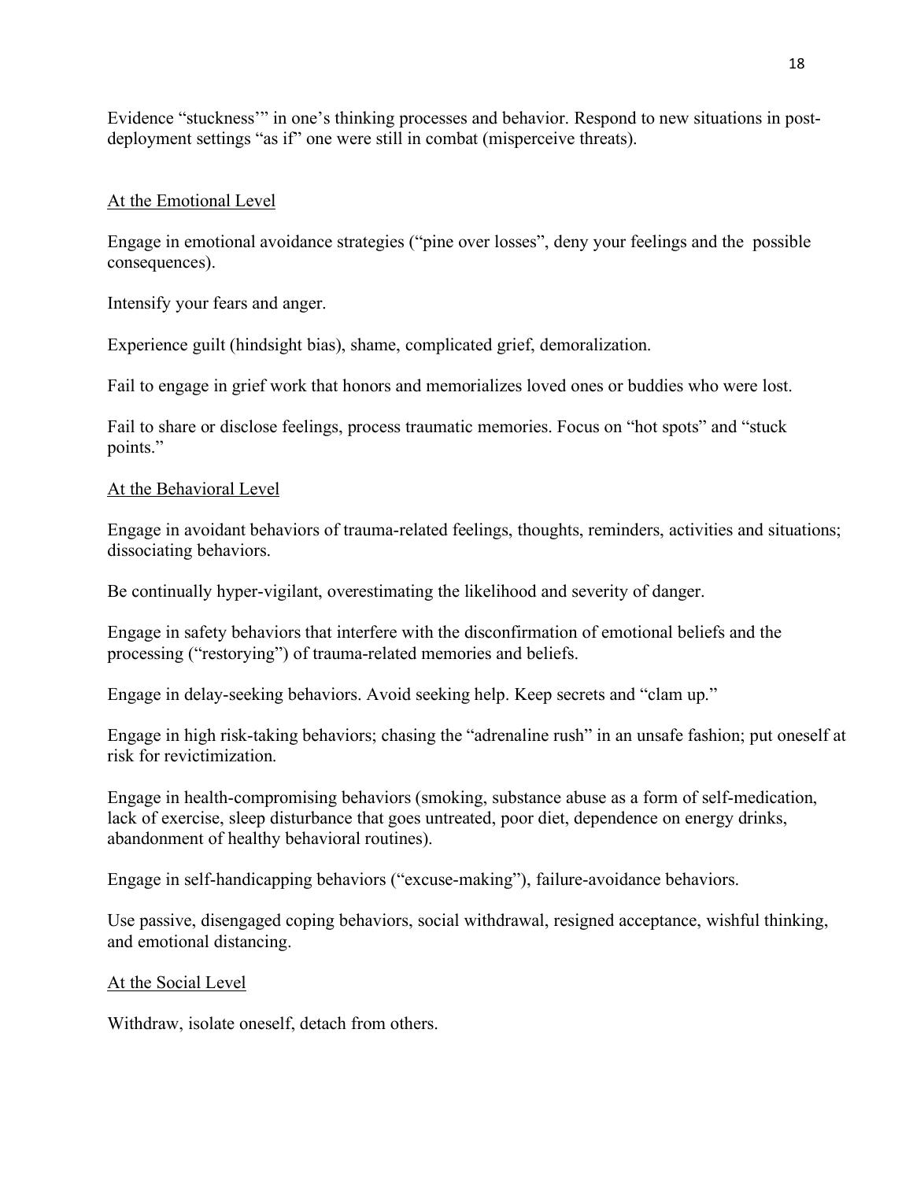Evidence "stuckness'" in one's thinking processes and behavior. Respond to new situations in post-deployment settings "as if" one were still in combat (misperceive threats).

<u>At the Emotional Level</u>

Engage in emotional avoidance strategies ("pine over losses", deny your feelings and the possible consequences).

Intensify your fears and anger.

Experience guilt (hindsight bias), shame, complicated grief, demoralization.

Fail to engage in grief work that honors and memorializes loved ones or buddies who were lost.

Fail to share or disclose feelings, process traumatic memories. Focus on "hot spots" and "stuck points."

<u>At the Behavioral Level</u>

Engage in avoidant behaviors of trauma-related feelings, thoughts, reminders, activities and situations; dissociating behaviors.

Be continually hyper-vigilant, overestimating the likelihood and severity of danger.

Engage in safety behaviors that interfere with the disconfirmation of emotional beliefs and the processing ("restorying") of trauma-related memories and beliefs.

Engage in delay-seeking behaviors. Avoid seeking help. Keep secrets and "clam up."

Engage in high risk-taking behaviors; chasing the "adrenaline rush" in an unsafe fashion; put oneself at risk for revictimization.

Engage in health-compromising behaviors (smoking, substance abuse as a form of self-medication, lack of exercise, sleep disturbance that goes untreated, poor diet, dependence on energy drinks, abandonment of healthy behavioral routines).

Engage in self-handicapping behaviors ("excuse-making"), failure-avoidance behaviors.

Use passive, disengaged coping behaviors, social withdrawal, resigned acceptance, wishful thinking, and emotional distancing.

<u>At the Social Level</u>

Withdraw, isolate oneself, detach from others.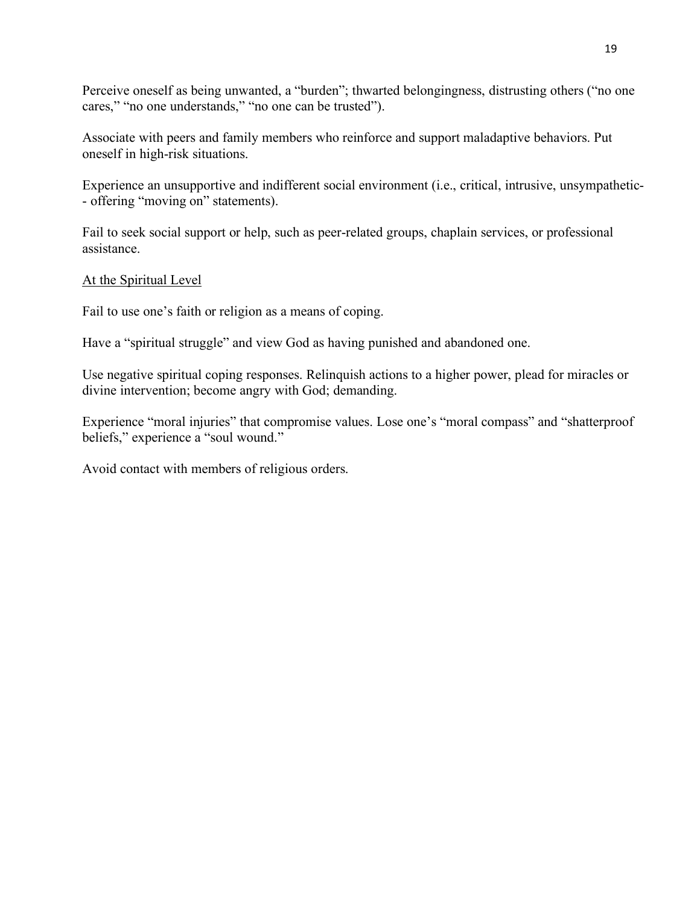Perceive oneself as being unwanted, a "burden"; thwarted belongingness, distrusting others ("no one cares," "no one understands," "no one can be trusted").

Associate with peers and family members who reinforce and support maladaptive behaviors. Put oneself in high-risk situations.

Experience an unsupportive and indifferent social environment (i.e., critical, intrusive, unsympathetic-- offering "moving on" statements).

Fail to seek social support or help, such as peer-related groups, chaplain services, or professional assistance.

<u>At the Spiritual Level</u>

Fail to use one's faith or religion as a means of coping.

Have a "spiritual struggle" and view God as having punished and abandoned one.

Use negative spiritual coping responses. Relinquish actions to a higher power, plead for miracles or divine intervention; become angry with God; demanding.

Experience "moral injuries" that compromise values. Lose one's "moral compass" and "shatterproof beliefs," experience a "soul wound."

Avoid contact with members of religious orders.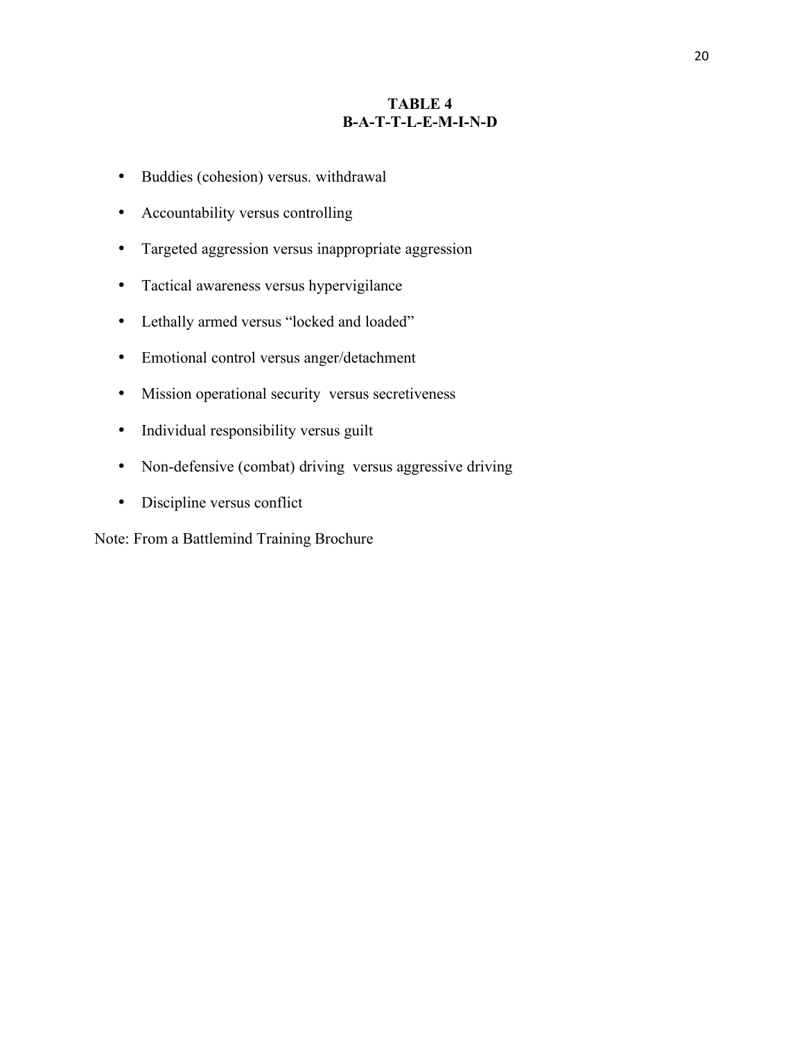**TABLE 4**
**B-A-T-T-L-E-M-I-N-D**

- Buddies (cohesion) versus. withdrawal
- Accountability versus controlling
- Targeted aggression versus inappropriate aggression
- Tactical awareness versus hypervigilance
- Lethally armed versus "locked and loaded"
- Emotional control versus anger/detachment
- Mission operational security versus secretiveness
- Individual responsibility versus guilt
- Non-defensive (combat) driving versus aggressive driving
- Discipline versus conflict

Note: From a Battlemind Training Brochure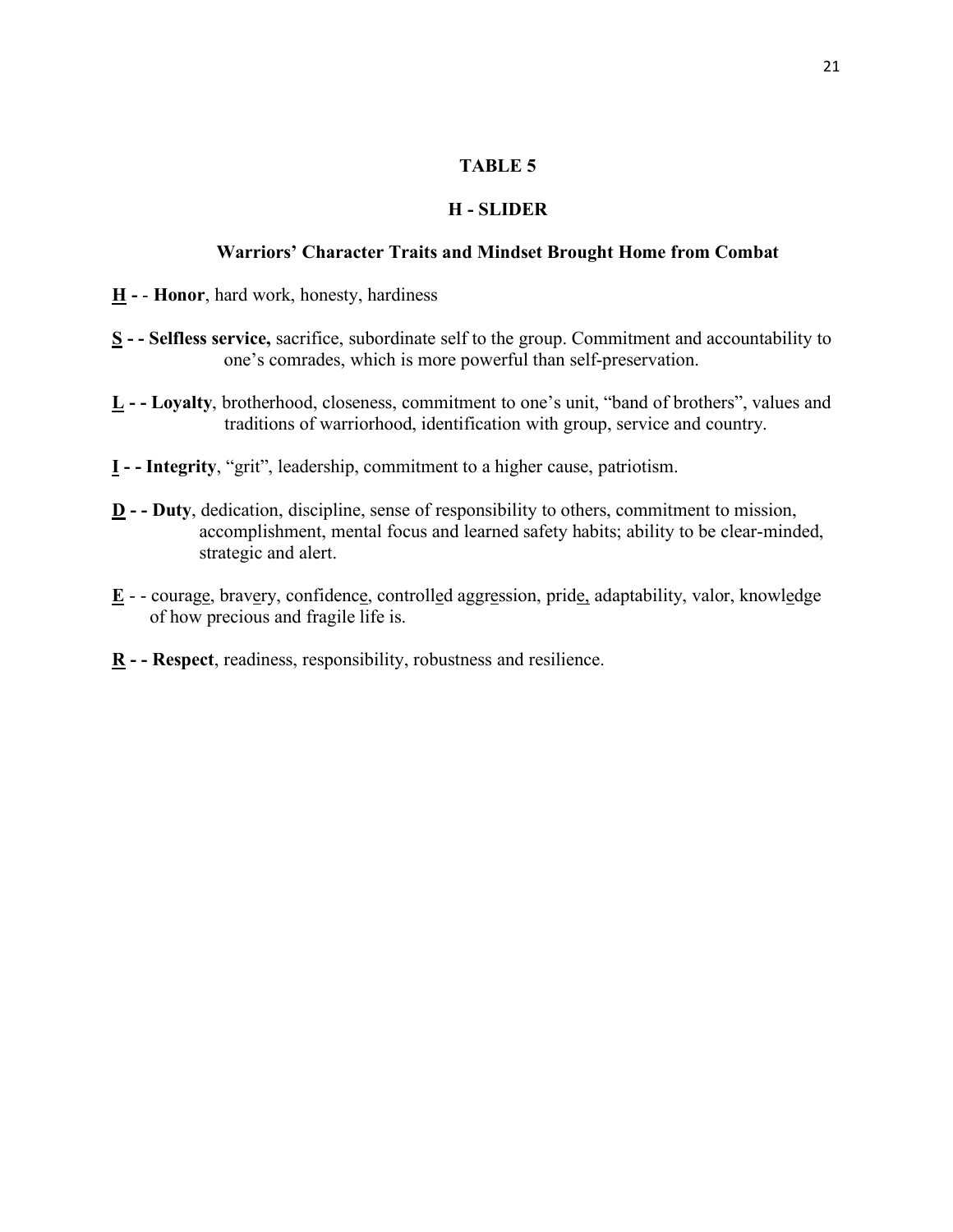**TABLE 5**

**H - SLIDER**

**Warriors' Character Traits and Mindset Brought Home from Combat**

**H** - - **Honor**, hard work, honesty, hardiness

**S - - Selfless service,** sacrifice, subordinate self to the group. Commitment and accountability to one's comrades, which is more powerful than self-preservation.

**L - - Loyalty**, brotherhood, closeness, commitment to one's unit, "band of brothers", values and traditions of warriorhood, identification with group, service and country.

**I - - Integrity**, "grit", leadership, commitment to a higher cause, patriotism.

**D - - Duty**, dedication, discipline, sense of responsibility to others, commitment to mission, accomplishment, mental focus and learned safety habits; ability to be clear-minded, strategic and alert.

**E** - - courage, bravery, confidence, controlled aggression, pride, adaptability, valor, knowledge of how precious and fragile life is.

**R - - Respect**, readiness, responsibility, robustness and resilience.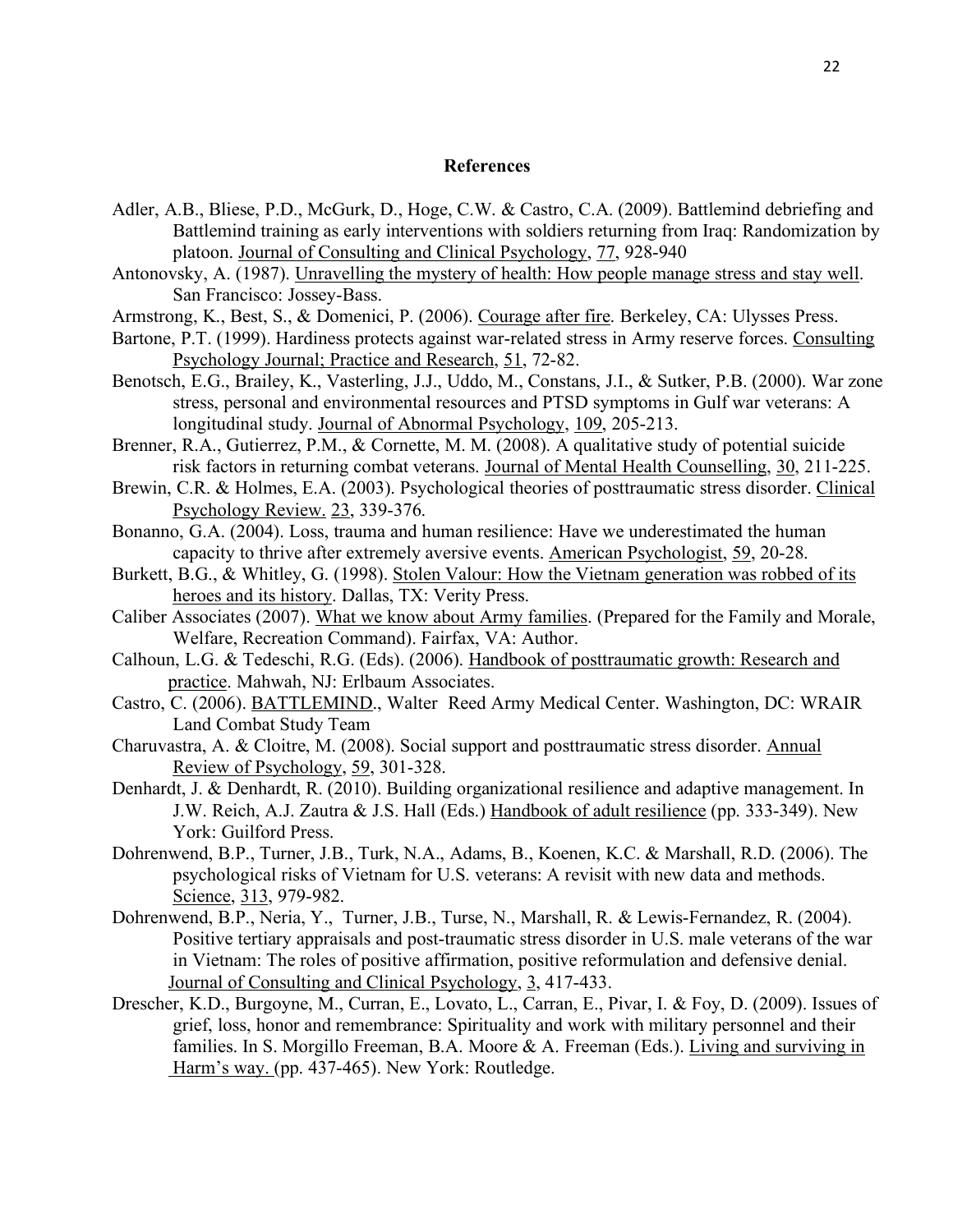## References

Adler, A.B., Bliese, P.D., McGurk, D., Hoge, C.W. & Castro, C.A. (2009). Battlemind debriefing and Battlemind training as early interventions with soldiers returning from Iraq: Randomization by platoon. Journal of Consulting and Clinical Psychology, 77, 928-940

Antonovsky, A. (1987). Unravelling the mystery of health: How people manage stress and stay well. San Francisco: Jossey-Bass.

Armstrong, K., Best, S., & Domenici, P. (2006). Courage after fire. Berkeley, CA: Ulysses Press.

Bartone, P.T. (1999). Hardiness protects against war-related stress in Army reserve forces. Consulting Psychology Journal; Practice and Research, 51, 72-82.

Benotsch, E.G., Brailey, K., Vasterling, J.J., Uddo, M., Constans, J.I., & Sutker, P.B. (2000). War zone stress, personal and environmental resources and PTSD symptoms in Gulf war veterans: A longitudinal study. Journal of Abnormal Psychology, 109, 205-213.

Brenner, R.A., Gutierrez, P.M., & Cornette, M. M. (2008). A qualitative study of potential suicide risk factors in returning combat veterans. Journal of Mental Health Counselling, 30, 211-225.

Brewin, C.R. & Holmes, E.A. (2003). Psychological theories of posttraumatic stress disorder. Clinical Psychology Review. 23, 339-376.

Bonanno, G.A. (2004). Loss, trauma and human resilience: Have we underestimated the human capacity to thrive after extremely aversive events. American Psychologist, 59, 20-28.

Burkett, B.G., & Whitley, G. (1998). Stolen Valour: How the Vietnam generation was robbed of its heroes and its history. Dallas, TX: Verity Press.

Caliber Associates (2007). What we know about Army families. (Prepared for the Family and Morale, Welfare, Recreation Command). Fairfax, VA: Author.

Calhoun, L.G. & Tedeschi, R.G. (Eds). (2006). Handbook of posttraumatic growth: Research and practice. Mahwah, NJ: Erlbaum Associates.

Castro, C. (2006). BATTLEMIND., Walter Reed Army Medical Center. Washington, DC: WRAIR Land Combat Study Team

Charuvastra, A. & Cloitre, M. (2008). Social support and posttraumatic stress disorder. Annual Review of Psychology, 59, 301-328.

Denhardt, J. & Denhardt, R. (2010). Building organizational resilience and adaptive management. In J.W. Reich, A.J. Zautra & J.S. Hall (Eds.) Handbook of adult resilience (pp. 333-349). New York: Guilford Press.

Dohrenwend, B.P., Turner, J.B., Turk, N.A., Adams, B., Koenen, K.C. & Marshall, R.D. (2006). The psychological risks of Vietnam for U.S. veterans: A revisit with new data and methods. Science, 313, 979-982.

Dohrenwend, B.P., Neria, Y., Turner, J.B., Turse, N., Marshall, R. & Lewis-Fernandez, R. (2004). Positive tertiary appraisals and post-traumatic stress disorder in U.S. male veterans of the war in Vietnam: The roles of positive affirmation, positive reformulation and defensive denial. Journal of Consulting and Clinical Psychology, 3, 417-433.

Drescher, K.D., Burgoyne, M., Curran, E., Lovato, L., Carran, E., Pivar, I. & Foy, D. (2009). Issues of grief, loss, honor and remembrance: Spirituality and work with military personnel and their families. In S. Morgillo Freeman, B.A. Moore & A. Freeman (Eds.). Living and surviving in Harm's way. (pp. 437-465). New York: Routledge.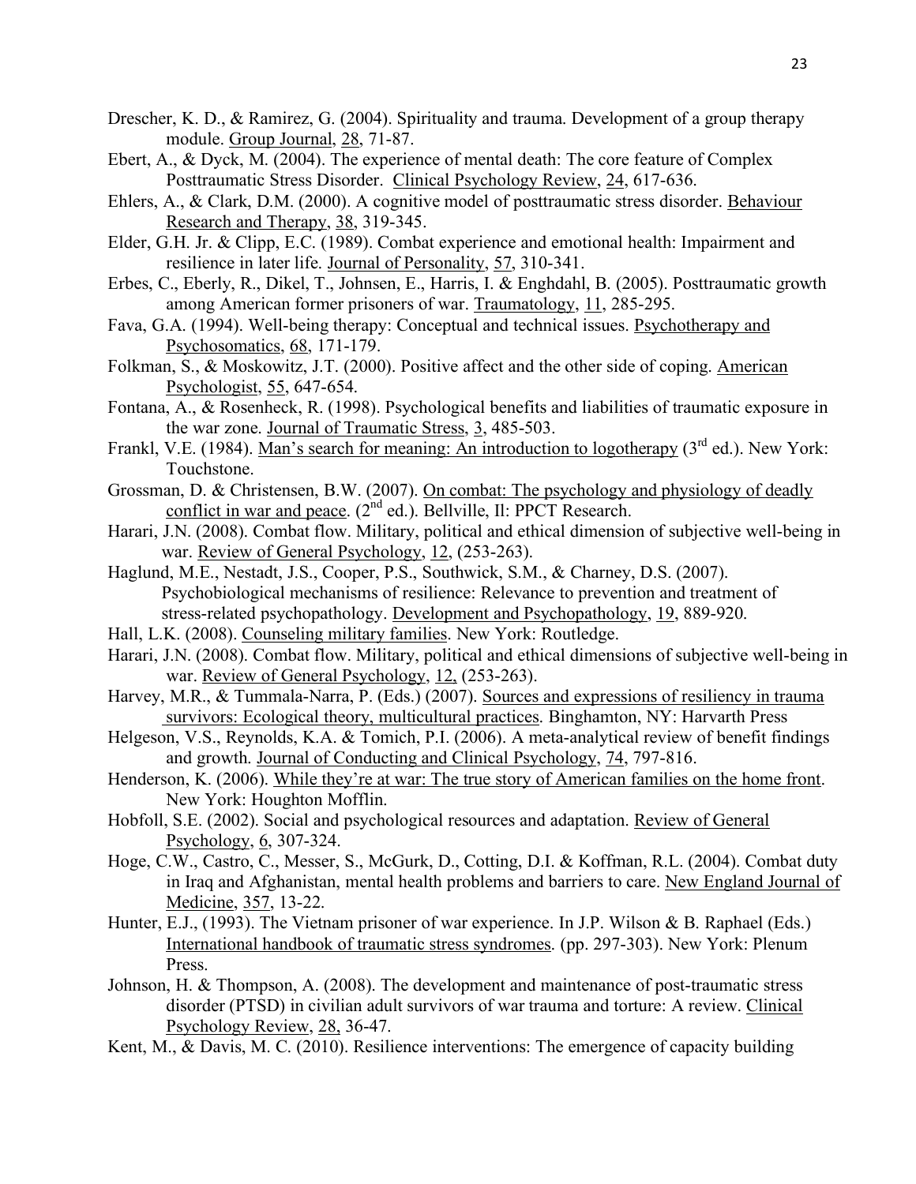Drescher, K. D., & Ramirez, G. (2004). Spirituality and trauma. Development of a group therapy module. Group Journal, 28, 71-87.

Ebert, A., & Dyck, M. (2004). The experience of mental death: The core feature of Complex Posttraumatic Stress Disorder. Clinical Psychology Review, 24, 617-636.

Ehlers, A., & Clark, D.M. (2000). A cognitive model of posttraumatic stress disorder. Behaviour Research and Therapy, 38, 319-345.

Elder, G.H. Jr. & Clipp, E.C. (1989). Combat experience and emotional health: Impairment and resilience in later life. Journal of Personality, 57, 310-341.

Erbes, C., Eberly, R., Dikel, T., Johnsen, E., Harris, I. & Enghdahl, B. (2005). Posttraumatic growth among American former prisoners of war. Traumatology, 11, 285-295.

Fava, G.A. (1994). Well-being therapy: Conceptual and technical issues. Psychotherapy and Psychosomatics, 68, 171-179.

Folkman, S., & Moskowitz, J.T. (2000). Positive affect and the other side of coping. American Psychologist, 55, 647-654.

Fontana, A., & Rosenheck, R. (1998). Psychological benefits and liabilities of traumatic exposure in the war zone. Journal of Traumatic Stress, 3, 485-503.

Frankl, V.E. (1984). Man's search for meaning: An introduction to logotherapy (3rd ed.). New York: Touchstone.

Grossman, D. & Christensen, B.W. (2007). On combat: The psychology and physiology of deadly conflict in war and peace. (2nd ed.). Bellville, Il: PPCT Research.

Harari, J.N. (2008). Combat flow. Military, political and ethical dimension of subjective well-being in war. Review of General Psychology, 12, (253-263).

Haglund, M.E., Nestadt, J.S., Cooper, P.S., Southwick, S.M., & Charney, D.S. (2007). Psychobiological mechanisms of resilience: Relevance to prevention and treatment of stress-related psychopathology. Development and Psychopathology, 19, 889-920.

Hall, L.K. (2008). Counseling military families. New York: Routledge.

Harari, J.N. (2008). Combat flow. Military, political and ethical dimensions of subjective well-being in war. Review of General Psychology, 12, (253-263).

Harvey, M.R., & Tummala-Narra, P. (Eds.) (2007). Sources and expressions of resiliency in trauma survivors: Ecological theory, multicultural practices. Binghamton, NY: Harvarth Press

Helgeson, V.S., Reynolds, K.A. & Tomich, P.I. (2006). A meta-analytical review of benefit findings and growth. Journal of Conducting and Clinical Psychology, 74, 797-816.

Henderson, K. (2006). While they're at war: The true story of American families on the home front. New York: Houghton Mofflin.

Hobfoll, S.E. (2002). Social and psychological resources and adaptation. Review of General Psychology, 6, 307-324.

Hoge, C.W., Castro, C., Messer, S., McGurk, D., Cotting, D.I. & Koffman, R.L. (2004). Combat duty in Iraq and Afghanistan, mental health problems and barriers to care. New England Journal of Medicine, 357, 13-22.

Hunter, E.J., (1993). The Vietnam prisoner of war experience. In J.P. Wilson & B. Raphael (Eds.) International handbook of traumatic stress syndromes. (pp. 297-303). New York: Plenum Press.

Johnson, H. & Thompson, A. (2008). The development and maintenance of post-traumatic stress disorder (PTSD) in civilian adult survivors of war trauma and torture: A review. Clinical Psychology Review, 28, 36-47.

Kent, M., & Davis, M. C. (2010). Resilience interventions: The emergence of capacity building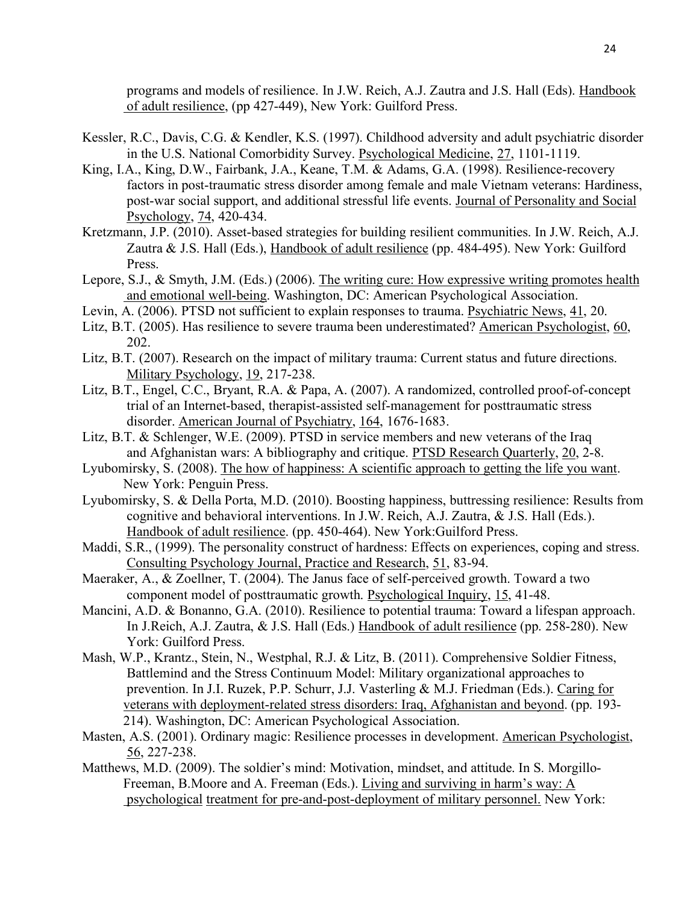programs and models of resilience. In J.W. Reich, A.J. Zautra and J.S. Hall (Eds). Handbook of adult resilience, (pp 427-449), New York: Guilford Press.

Kessler, R.C., Davis, C.G. & Kendler, K.S. (1997). Childhood adversity and adult psychiatric disorder in the U.S. National Comorbidity Survey. Psychological Medicine, 27, 1101-1119.

King, I.A., King, D.W., Fairbank, J.A., Keane, T.M. & Adams, G.A. (1998). Resilience-recovery factors in post-traumatic stress disorder among female and male Vietnam veterans: Hardiness, post-war social support, and additional stressful life events. Journal of Personality and Social Psychology, 74, 420-434.

Kretzmann, J.P. (2010). Asset-based strategies for building resilient communities. In J.W. Reich, A.J. Zautra & J.S. Hall (Eds.), Handbook of adult resilience (pp. 484-495). New York: Guilford Press.

Lepore, S.J., & Smyth, J.M. (Eds.) (2006). The writing cure: How expressive writing promotes health and emotional well-being. Washington, DC: American Psychological Association.

Levin, A. (2006). PTSD not sufficient to explain responses to trauma. Psychiatric News, 41, 20.

Litz, B.T. (2005). Has resilience to severe trauma been underestimated? American Psychologist, 60, 202.

Litz, B.T. (2007). Research on the impact of military trauma: Current status and future directions. Military Psychology, 19, 217-238.

Litz, B.T., Engel, C.C., Bryant, R.A. & Papa, A. (2007). A randomized, controlled proof-of-concept trial of an Internet-based, therapist-assisted self-management for posttraumatic stress disorder. American Journal of Psychiatry, 164, 1676-1683.

Litz, B.T. & Schlenger, W.E. (2009). PTSD in service members and new veterans of the Iraq and Afghanistan wars: A bibliography and critique. PTSD Research Quarterly, 20, 2-8.

Lyubomirsky, S. (2008). The how of happiness: A scientific approach to getting the life you want. New York: Penguin Press.

Lyubomirsky, S. & Della Porta, M.D. (2010). Boosting happiness, buttressing resilience: Results from cognitive and behavioral interventions. In J.W. Reich, A.J. Zautra, & J.S. Hall (Eds.). Handbook of adult resilience. (pp. 450-464). New York:Guilford Press.

Maddi, S.R., (1999). The personality construct of hardness: Effects on experiences, coping and stress. Consulting Psychology Journal, Practice and Research, 51, 83-94.

Maeraker, A., & Zoellner, T. (2004). The Janus face of self-perceived growth. Toward a two component model of posttraumatic growth. Psychological Inquiry, 15, 41-48.

Mancini, A.D. & Bonanno, G.A. (2010). Resilience to potential trauma: Toward a lifespan approach. In J.Reich, A.J. Zautra, & J.S. Hall (Eds.) Handbook of adult resilience (pp. 258-280). New York: Guilford Press.

Mash, W.P., Krantz., Stein, N., Westphal, R.J. & Litz, B. (2011). Comprehensive Soldier Fitness, Battlemind and the Stress Continuum Model: Military organizational approaches to prevention. In J.I. Ruzek, P.P. Schurr, J.J. Vasterling & M.J. Friedman (Eds.). Caring for veterans with deployment-related stress disorders: Iraq, Afghanistan and beyond. (pp. 193-214). Washington, DC: American Psychological Association.

Masten, A.S. (2001). Ordinary magic: Resilience processes in development. American Psychologist, 56, 227-238.

Matthews, M.D. (2009). The soldier's mind: Motivation, mindset, and attitude. In S. Morgillo-Freeman, B.Moore and A. Freeman (Eds.). Living and surviving in harm's way: A psychological treatment for pre-and-post-deployment of military personnel. New York: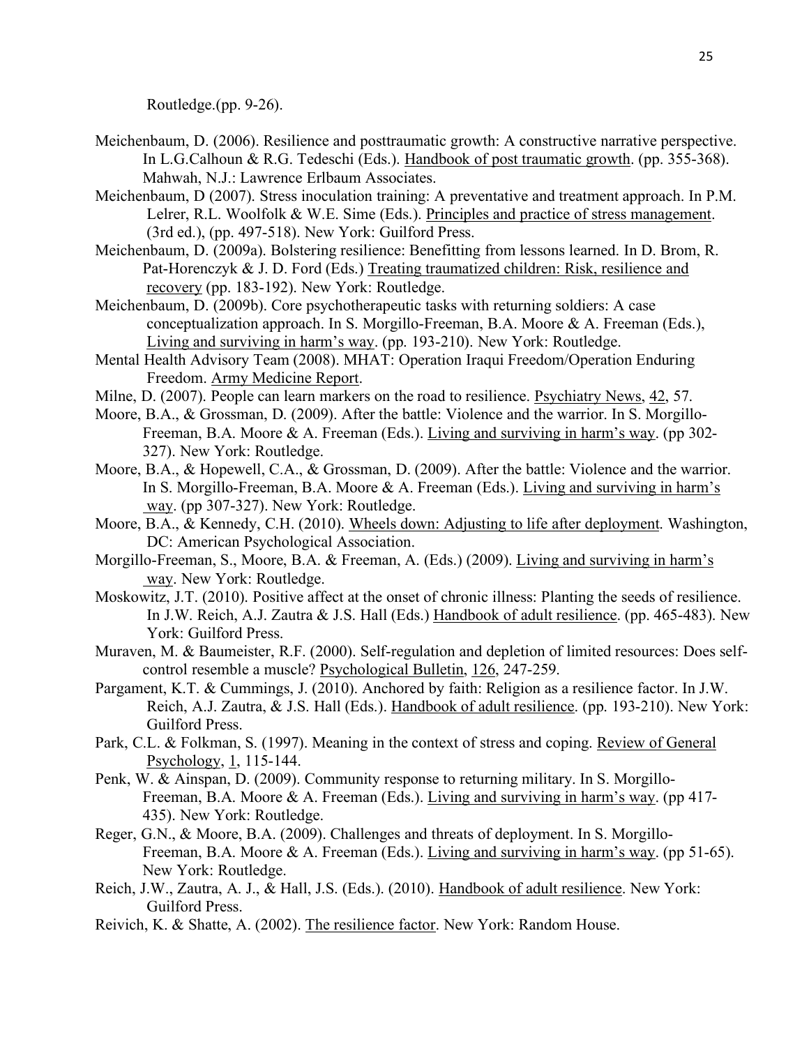Routledge.(pp. 9-26).

Meichenbaum, D. (2006). Resilience and posttraumatic growth: A constructive narrative perspective. In L.G.Calhoun & R.G. Tedeschi (Eds.). Handbook of post traumatic growth. (pp. 355-368). Mahwah, N.J.: Lawrence Erlbaum Associates.

Meichenbaum, D (2007). Stress inoculation training: A preventative and treatment approach. In P.M. Lelrer, R.L. Woolfolk & W.E. Sime (Eds.). Principles and practice of stress management. (3rd ed.), (pp. 497-518). New York: Guilford Press.

Meichenbaum, D. (2009a). Bolstering resilience: Benefitting from lessons learned. In D. Brom, R. Pat-Horenczyk & J. D. Ford (Eds.) Treating traumatized children: Risk, resilience and recovery (pp. 183-192). New York: Routledge.

Meichenbaum, D. (2009b). Core psychotherapeutic tasks with returning soldiers: A case conceptualization approach. In S. Morgillo-Freeman, B.A. Moore & A. Freeman (Eds.), Living and surviving in harm's way. (pp. 193-210). New York: Routledge.

Mental Health Advisory Team (2008). MHAT: Operation Iraqui Freedom/Operation Enduring Freedom. Army Medicine Report.

Milne, D. (2007). People can learn markers on the road to resilience. Psychiatry News, 42, 57.

Moore, B.A., & Grossman, D. (2009). After the battle: Violence and the warrior. In S. Morgillo-Freeman, B.A. Moore & A. Freeman (Eds.). Living and surviving in harm's way. (pp 302-327). New York: Routledge.

Moore, B.A., & Hopewell, C.A., & Grossman, D. (2009). After the battle: Violence and the warrior. In S. Morgillo-Freeman, B.A. Moore & A. Freeman (Eds.). Living and surviving in harm's way. (pp 307-327). New York: Routledge.

Moore, B.A., & Kennedy, C.H. (2010). Wheels down: Adjusting to life after deployment. Washington, DC: American Psychological Association.

Morgillo-Freeman, S., Moore, B.A. & Freeman, A. (Eds.) (2009). Living and surviving in harm's way. New York: Routledge.

Moskowitz, J.T. (2010). Positive affect at the onset of chronic illness: Planting the seeds of resilience. In J.W. Reich, A.J. Zautra & J.S. Hall (Eds.) Handbook of adult resilience. (pp. 465-483). New York: Guilford Press.

Muraven, M. & Baumeister, R.F. (2000). Self-regulation and depletion of limited resources: Does self-control resemble a muscle? Psychological Bulletin, 126, 247-259.

Pargament, K.T. & Cummings, J. (2010). Anchored by faith: Religion as a resilience factor. In J.W. Reich, A.J. Zautra, & J.S. Hall (Eds.). Handbook of adult resilience. (pp. 193-210). New York: Guilford Press.

Park, C.L. & Folkman, S. (1997). Meaning in the context of stress and coping. Review of General Psychology, 1, 115-144.

Penk, W. & Ainspan, D. (2009). Community response to returning military. In S. Morgillo-Freeman, B.A. Moore & A. Freeman (Eds.). Living and surviving in harm's way. (pp 417-435). New York: Routledge.

Reger, G.N., & Moore, B.A. (2009). Challenges and threats of deployment. In S. Morgillo-Freeman, B.A. Moore & A. Freeman (Eds.). Living and surviving in harm's way. (pp 51-65). New York: Routledge.

Reich, J.W., Zautra, A. J., & Hall, J.S. (Eds.). (2010). Handbook of adult resilience. New York: Guilford Press.

Reivich, K. & Shatte, A. (2002). The resilience factor. New York: Random House.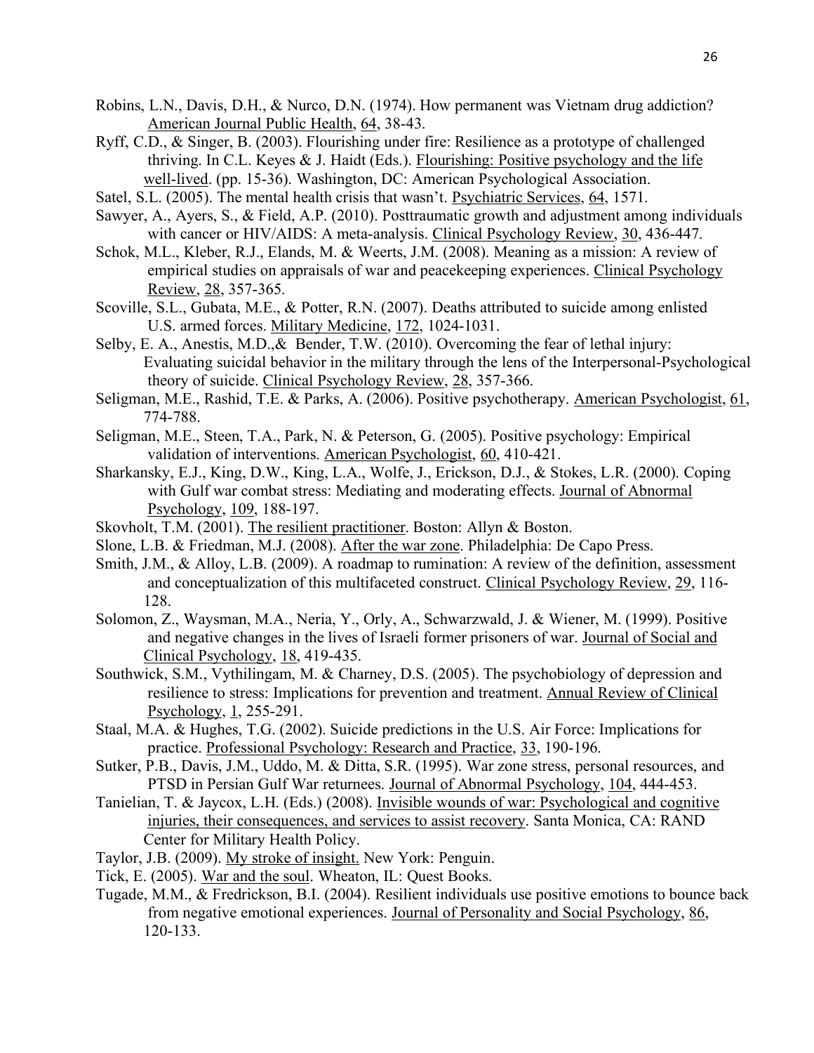Robins, L.N., Davis, D.H., & Nurco, D.N. (1974). How permanent was Vietnam drug addiction? American Journal Public Health, 64, 38-43.

Ryff, C.D., & Singer, B. (2003). Flourishing under fire: Resilience as a prototype of challenged thriving. In C.L. Keyes & J. Haidt (Eds.). Flourishing: Positive psychology and the life well-lived. (pp. 15-36). Washington, DC: American Psychological Association.

Satel, S.L. (2005). The mental health crisis that wasn't. Psychiatric Services, 64, 1571.

Sawyer, A., Ayers, S., & Field, A.P. (2010). Posttraumatic growth and adjustment among individuals with cancer or HIV/AIDS: A meta-analysis. Clinical Psychology Review, 30, 436-447.

Schok, M.L., Kleber, R.J., Elands, M. & Weerts, J.M. (2008). Meaning as a mission: A review of empirical studies on appraisals of war and peacekeeping experiences. Clinical Psychology Review, 28, 357-365.

Scoville, S.L., Gubata, M.E., & Potter, R.N. (2007). Deaths attributed to suicide among enlisted U.S. armed forces. Military Medicine, 172, 1024-1031.

Selby, E. A., Anestis, M.D.,& Bender, T.W. (2010). Overcoming the fear of lethal injury: Evaluating suicidal behavior in the military through the lens of the Interpersonal-Psychological theory of suicide. Clinical Psychology Review, 28, 357-366.

Seligman, M.E., Rashid, T.E. & Parks, A. (2006). Positive psychotherapy. American Psychologist, 61, 774-788.

Seligman, M.E., Steen, T.A., Park, N. & Peterson, G. (2005). Positive psychology: Empirical validation of interventions. American Psychologist, 60, 410-421.

Sharkansky, E.J., King, D.W., King, L.A., Wolfe, J., Erickson, D.J., & Stokes, L.R. (2000). Coping with Gulf war combat stress: Mediating and moderating effects. Journal of Abnormal Psychology, 109, 188-197.

Skovholt, T.M. (2001). The resilient practitioner. Boston: Allyn & Boston.

Slone, L.B. & Friedman, M.J. (2008). After the war zone. Philadelphia: De Capo Press.

Smith, J.M., & Alloy, L.B. (2009). A roadmap to rumination: A review of the definition, assessment and conceptualization of this multifaceted construct. Clinical Psychology Review, 29, 116-128.

Solomon, Z., Waysman, M.A., Neria, Y., Orly, A., Schwarzwald, J. & Wiener, M. (1999). Positive and negative changes in the lives of Israeli former prisoners of war. Journal of Social and Clinical Psychology, 18, 419-435.

Southwick, S.M., Vythilingam, M. & Charney, D.S. (2005). The psychobiology of depression and resilience to stress: Implications for prevention and treatment. Annual Review of Clinical Psychology, 1, 255-291.

Staal, M.A. & Hughes, T.G. (2002). Suicide predictions in the U.S. Air Force: Implications for practice. Professional Psychology: Research and Practice, 33, 190-196.

Sutker, P.B., Davis, J.M., Uddo, M. & Ditta, S.R. (1995). War zone stress, personal resources, and PTSD in Persian Gulf War returnees. Journal of Abnormal Psychology, 104, 444-453.

Tanielian, T. & Jaycox, L.H. (Eds.) (2008). Invisible wounds of war: Psychological and cognitive injuries, their consequences, and services to assist recovery. Santa Monica, CA: RAND Center for Military Health Policy.

Taylor, J.B. (2009). My stroke of insight. New York: Penguin.

Tick, E. (2005). War and the soul. Wheaton, IL: Quest Books.

Tugade, M.M., & Fredrickson, B.I. (2004). Resilient individuals use positive emotions to bounce back from negative emotional experiences. Journal of Personality and Social Psychology, 86, 120-133.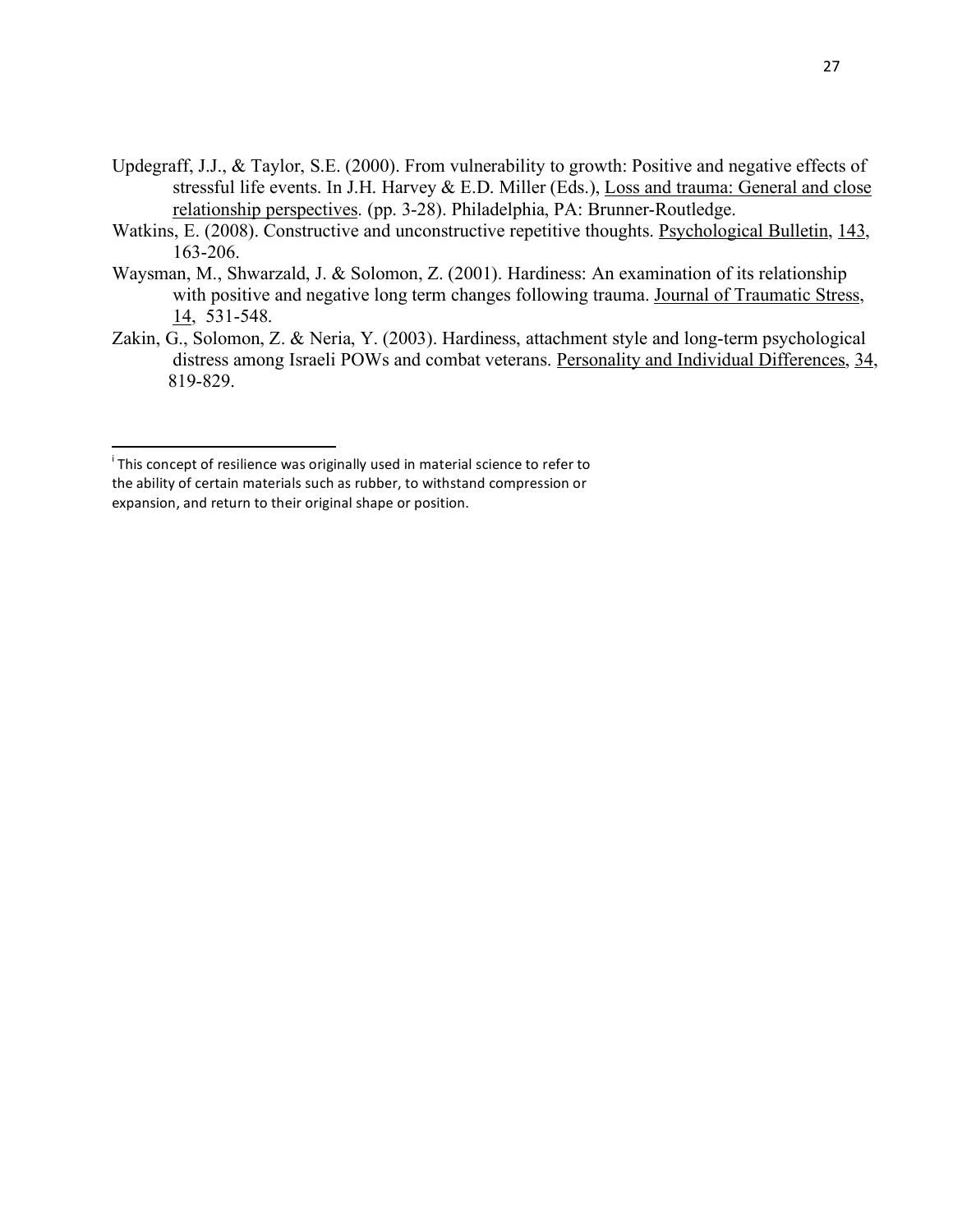Updegraff, J.J., & Taylor, S.E. (2000). From vulnerability to growth: Positive and negative effects of stressful life events. In J.H. Harvey & E.D. Miller (Eds.), Loss and trauma: General and close relationship perspectives. (pp. 3-28). Philadelphia, PA: Brunner-Routledge.

Watkins, E. (2008). Constructive and unconstructive repetitive thoughts. Psychological Bulletin, 143, 163-206.

Waysman, M., Shwarzald, J. & Solomon, Z. (2001). Hardiness: An examination of its relationship with positive and negative long term changes following trauma. Journal of Traumatic Stress, 14, 531-548.

Zakin, G., Solomon, Z. & Neria, Y. (2003). Hardiness, attachment style and long-term psychological distress among Israeli POWs and combat veterans. Personality and Individual Differences, 34, 819-829.

---

[i] This concept of resilience was originally used in material science to refer to the ability of certain materials such as rubber, to withstand compression or expansion, and return to their original shape or position.